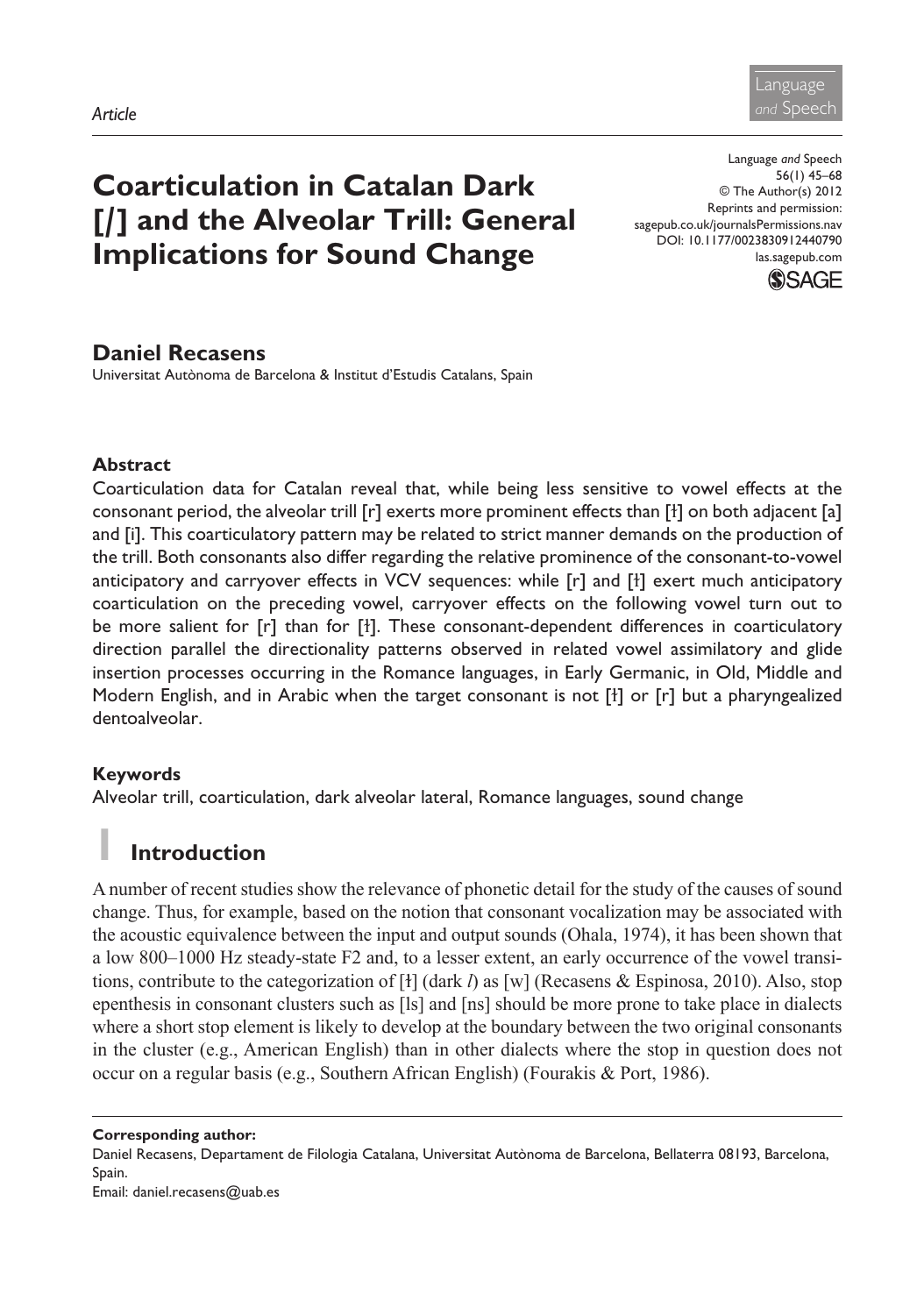*Article*

# Coarticulation in Catalan Dark [ɫ] and the Alveolar Trill: General Implications for Sound Change

**Daniel Recasens**

Universitat Autònoma de Barcelona & Institut d'Estudis Catalans, Spain

Language and Speech
56(1) 45–68
© The Author(s) 2012
Reprints and permission: sagepub.co.uk/journalsPermissions.nav
DOI: 10.1177/0023830912440790
las.sagepub.com

### Abstract

Coarticulation data for Catalan reveal that, while being less sensitive to vowel effects at the consonant period, the alveolar trill [r] exerts more prominent effects than [ɫ] on both adjacent [a] and [i]. This coarticulatory pattern may be related to strict manner demands on the production of the trill. Both consonants also differ regarding the relative prominence of the consonant-to-vowel anticipatory and carryover effects in VCV sequences: while [r] and [ɫ] exert much anticipatory coarticulation on the preceding vowel, carryover effects on the following vowel turn out to be more salient for [r] than for [ɫ]. These consonant-dependent differences in coarticulatory direction parallel the directionality patterns observed in related vowel assimilatory and glide insertion processes occurring in the Romance languages, in Early Germanic, in Old, Middle and Modern English, and in Arabic when the target consonant is not [ɫ] or [r] but a pharyngealized dentoalveolar.

### Keywords

Alveolar trill, coarticulation, dark alveolar lateral, Romance languages, sound change

## 1 Introduction

A number of recent studies show the relevance of phonetic detail for the study of the causes of sound change. Thus, for example, based on the notion that consonant vocalization may be associated with the acoustic equivalence between the input and output sounds (Ohala, 1974), it has been shown that a low 800–1000 Hz steady-state F2 and, to a lesser extent, an early occurrence of the vowel transitions, contribute to the categorization of [ɫ] (dark *l*) as [w] (Recasens & Espinosa, 2010). Also, stop epenthesis in consonant clusters such as [ls] and [ns] should be more prone to take place in dialects where a short stop element is likely to develop at the boundary between the two original consonants in the cluster (e.g., American English) than in other dialects where the stop in question does not occur on a regular basis (e.g., Southern African English) (Fourakis & Port, 1986).

**Corresponding author:**
Daniel Recasens, Departament de Filologia Catalana, Universitat Autònoma de Barcelona, Bellaterra 08193, Barcelona, Spain.
Email: daniel.recasens@uab.es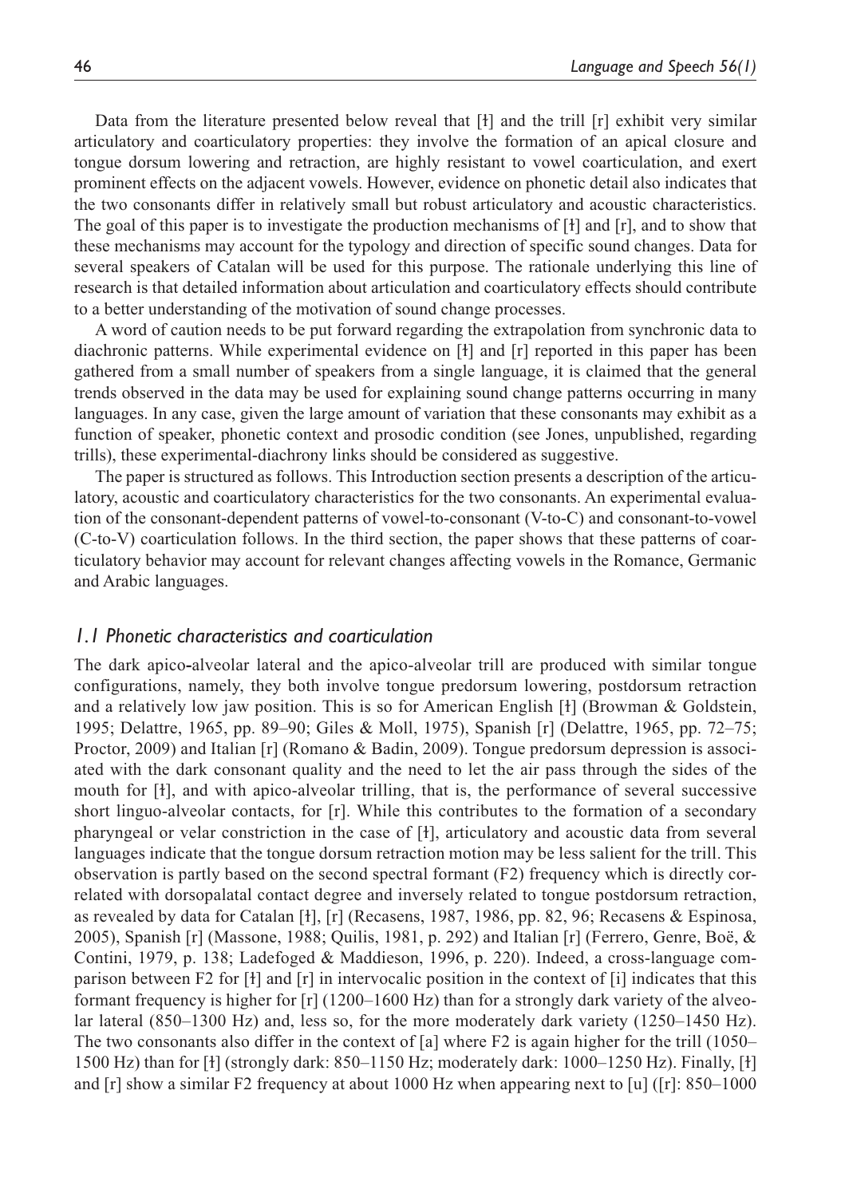Data from the literature presented below reveal that [ɫ] and the trill [r] exhibit very similar articulatory and coarticulatory properties: they involve the formation of an apical closure and tongue dorsum lowering and retraction, are highly resistant to vowel coarticulation, and exert prominent effects on the adjacent vowels. However, evidence on phonetic detail also indicates that the two consonants differ in relatively small but robust articulatory and acoustic characteristics. The goal of this paper is to investigate the production mechanisms of [ɫ] and [r], and to show that these mechanisms may account for the typology and direction of specific sound changes. Data for several speakers of Catalan will be used for this purpose. The rationale underlying this line of research is that detailed information about articulation and coarticulatory effects should contribute to a better understanding of the motivation of sound change processes.

A word of caution needs to be put forward regarding the extrapolation from synchronic data to diachronic patterns. While experimental evidence on [ɫ] and [r] reported in this paper has been gathered from a small number of speakers from a single language, it is claimed that the general trends observed in the data may be used for explaining sound change patterns occurring in many languages. In any case, given the large amount of variation that these consonants may exhibit as a function of speaker, phonetic context and prosodic condition (see Jones, unpublished, regarding trills), these experimental-diachrony links should be considered as suggestive.

The paper is structured as follows. This Introduction section presents a description of the articulatory, acoustic and coarticulatory characteristics for the two consonants. An experimental evaluation of the consonant-dependent patterns of vowel-to-consonant (V-to-C) and consonant-to-vowel (C-to-V) coarticulation follows. In the third section, the paper shows that these patterns of coarticulatory behavior may account for relevant changes affecting vowels in the Romance, Germanic and Arabic languages.

### *1.1 Phonetic characteristics and coarticulation*

The dark apico-alveolar lateral and the apico-alveolar trill are produced with similar tongue configurations, namely, they both involve tongue predorsum lowering, postdorsum retraction and a relatively low jaw position. This is so for American English [ɫ] (Browman & Goldstein, 1995; Delattre, 1965, pp. 89–90; Giles & Moll, 1975), Spanish [r] (Delattre, 1965, pp. 72–75; Proctor, 2009) and Italian [r] (Romano & Badin, 2009). Tongue predorsum depression is associated with the dark consonant quality and the need to let the air pass through the sides of the mouth for [ɫ], and with apico-alveolar trilling, that is, the performance of several successive short linguo-alveolar contacts, for [r]. While this contributes to the formation of a secondary pharyngeal or velar constriction in the case of [ɫ], articulatory and acoustic data from several languages indicate that the tongue dorsum retraction motion may be less salient for the trill. This observation is partly based on the second spectral formant (F2) frequency which is directly correlated with dorsopalatal contact degree and inversely related to tongue postdorsum retraction, as revealed by data for Catalan [ɫ], [r] (Recasens, 1987, 1986, pp. 82, 96; Recasens & Espinosa, 2005), Spanish [r] (Massone, 1988; Quilis, 1981, p. 292) and Italian [r] (Ferrero, Genre, Boë, & Contini, 1979, p. 138; Ladefoged & Maddieson, 1996, p. 220). Indeed, a cross-language comparison between F2 for [ɫ] and [r] in intervocalic position in the context of [i] indicates that this formant frequency is higher for [r] (1200–1600 Hz) than for a strongly dark variety of the alveolar lateral (850–1300 Hz) and, less so, for the more moderately dark variety (1250–1450 Hz). The two consonants also differ in the context of [a] where F2 is again higher for the trill (1050–1500 Hz) than for [ɫ] (strongly dark: 850–1150 Hz; moderately dark: 1000–1250 Hz). Finally, [ɫ] and [r] show a similar F2 frequency at about 1000 Hz when appearing next to [u] ([r]: 850–1000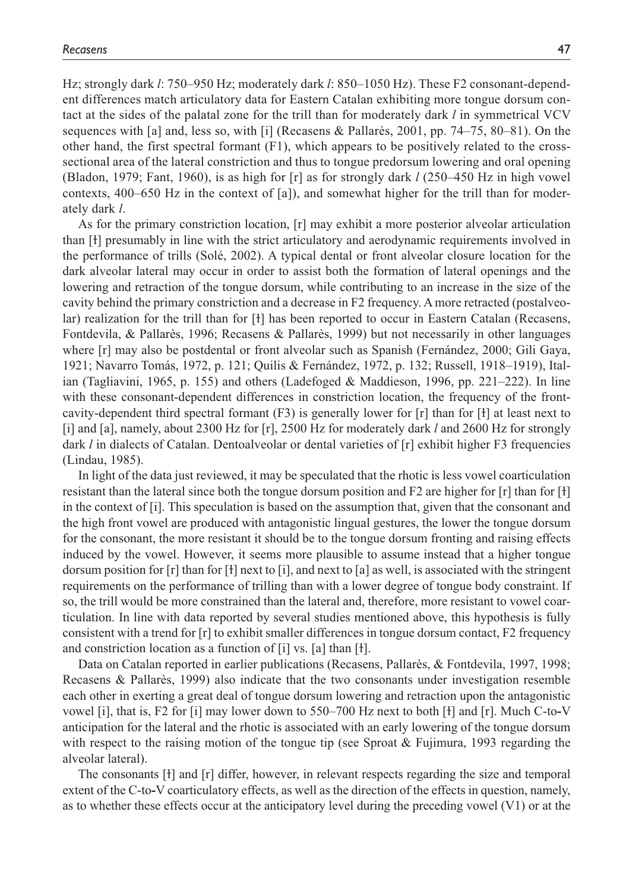Hz; strongly dark *l*: 750–950 Hz; moderately dark *l*: 850–1050 Hz). These F2 consonant-dependent differences match articulatory data for Eastern Catalan exhibiting more tongue dorsum contact at the sides of the palatal zone for the trill than for moderately dark *l* in symmetrical VCV sequences with [a] and, less so, with [i] (Recasens & Pallarès, 2001, pp. 74–75, 80–81). On the other hand, the first spectral formant (F1), which appears to be positively related to the cross-sectional area of the lateral constriction and thus to tongue predorsum lowering and oral opening (Bladon, 1979; Fant, 1960), is as high for [r] as for strongly dark *l* (250–450 Hz in high vowel contexts, 400–650 Hz in the context of [a]), and somewhat higher for the trill than for moderately dark *l*.

As for the primary constriction location, [r] may exhibit a more posterior alveolar articulation than [ɫ] presumably in line with the strict articulatory and aerodynamic requirements involved in the performance of trills (Solé, 2002). A typical dental or front alveolar closure location for the dark alveolar lateral may occur in order to assist both the formation of lateral openings and the lowering and retraction of the tongue dorsum, while contributing to an increase in the size of the cavity behind the primary constriction and a decrease in F2 frequency. A more retracted (postalveolar) realization for the trill than for [ɫ] has been reported to occur in Eastern Catalan (Recasens, Fontdevila, & Pallarès, 1996; Recasens & Pallarès, 1999) but not necessarily in other languages where [r] may also be postdental or front alveolar such as Spanish (Fernández, 2000; Gili Gaya, 1921; Navarro Tomás, 1972, p. 121; Quilis & Fernández, 1972, p. 132; Russell, 1918–1919), Italian (Tagliavini, 1965, p. 155) and others (Ladefoged & Maddieson, 1996, pp. 221–222). In line with these consonant-dependent differences in constriction location, the frequency of the front-cavity-dependent third spectral formant (F3) is generally lower for [r] than for [ɫ] at least next to [i] and [a], namely, about 2300 Hz for [r], 2500 Hz for moderately dark *l* and 2600 Hz for strongly dark *l* in dialects of Catalan. Dentoalveolar or dental varieties of [r] exhibit higher F3 frequencies (Lindau, 1985).

In light of the data just reviewed, it may be speculated that the rhotic is less vowel coarticulation resistant than the lateral since both the tongue dorsum position and F2 are higher for [r] than for [ɫ] in the context of [i]. This speculation is based on the assumption that, given that the consonant and the high front vowel are produced with antagonistic lingual gestures, the lower the tongue dorsum for the consonant, the more resistant it should be to the tongue dorsum fronting and raising effects induced by the vowel. However, it seems more plausible to assume instead that a higher tongue dorsum position for [r] than for [ɫ] next to [i], and next to [a] as well, is associated with the stringent requirements on the performance of trilling than with a lower degree of tongue body constraint. If so, the trill would be more constrained than the lateral and, therefore, more resistant to vowel coarticulation. In line with data reported by several studies mentioned above, this hypothesis is fully consistent with a trend for [r] to exhibit smaller differences in tongue dorsum contact, F2 frequency and constriction location as a function of [i] vs. [a] than [ɫ].

Data on Catalan reported in earlier publications (Recasens, Pallarès, & Fontdevila, 1997, 1998; Recasens & Pallarès, 1999) also indicate that the two consonants under investigation resemble each other in exerting a great deal of tongue dorsum lowering and retraction upon the antagonistic vowel [i], that is, F2 for [i] may lower down to 550–700 Hz next to both [ɫ] and [r]. Much C-to-V anticipation for the lateral and the rhotic is associated with an early lowering of the tongue dorsum with respect to the raising motion of the tongue tip (see Sproat & Fujimura, 1993 regarding the alveolar lateral).

The consonants [ɫ] and [r] differ, however, in relevant respects regarding the size and temporal extent of the C-to-V coarticulatory effects, as well as the direction of the effects in question, namely, as to whether these effects occur at the anticipatory level during the preceding vowel (V1) or at the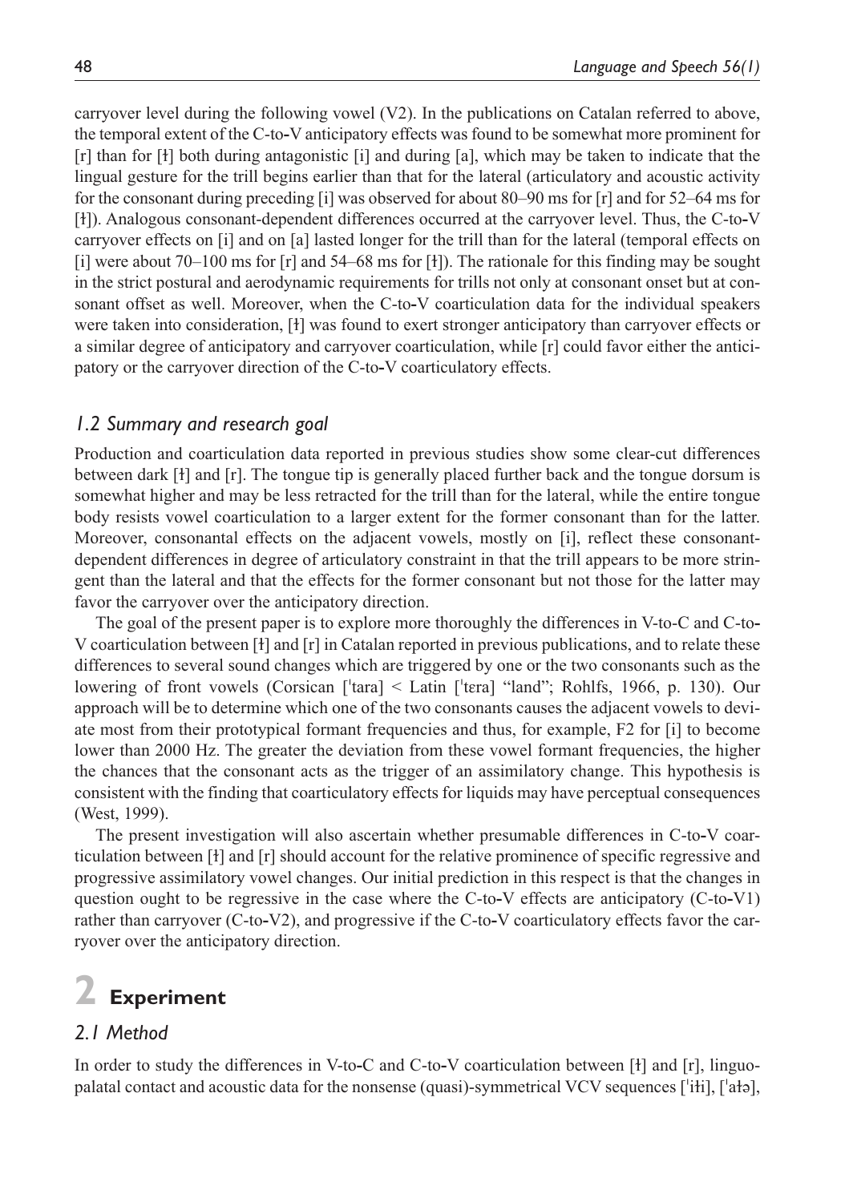carryover level during the following vowel (V2). In the publications on Catalan referred to above, the temporal extent of the C-to-V anticipatory effects was found to be somewhat more prominent for [r] than for [ɫ] both during antagonistic [i] and during [a], which may be taken to indicate that the lingual gesture for the trill begins earlier than that for the lateral (articulatory and acoustic activity for the consonant during preceding [i] was observed for about 80–90 ms for [r] and for 52–64 ms for [ɫ]). Analogous consonant-dependent differences occurred at the carryover level. Thus, the C-to-V carryover effects on [i] and on [a] lasted longer for the trill than for the lateral (temporal effects on [i] were about 70–100 ms for [r] and 54–68 ms for [ɫ]). The rationale for this finding may be sought in the strict postural and aerodynamic requirements for trills not only at consonant onset but at consonant offset as well. Moreover, when the C-to-V coarticulation data for the individual speakers were taken into consideration, [ɫ] was found to exert stronger anticipatory than carryover effects or a similar degree of anticipatory and carryover coarticulation, while [r] could favor either the anticipatory or the carryover direction of the C-to-V coarticulatory effects.

### *1.2 Summary and research goal*

Production and coarticulation data reported in previous studies show some clear-cut differences between dark [ɫ] and [r]. The tongue tip is generally placed further back and the tongue dorsum is somewhat higher and may be less retracted for the trill than for the lateral, while the entire tongue body resists vowel coarticulation to a larger extent for the former consonant than for the latter. Moreover, consonantal effects on the adjacent vowels, mostly on [i], reflect these consonant-dependent differences in degree of articulatory constraint in that the trill appears to be more stringent than the lateral and that the effects for the former consonant but not those for the latter may favor the carryover over the anticipatory direction.

The goal of the present paper is to explore more thoroughly the differences in V-to-C and C-to-V coarticulation between [ɫ] and [r] in Catalan reported in previous publications, and to relate these differences to several sound changes which are triggered by one or the two consonants such as the lowering of front vowels (Corsican [ˈtara] < Latin [ˈtera] "land"; Rohlfs, 1966, p. 130). Our approach will be to determine which one of the two consonants causes the adjacent vowels to deviate most from their prototypical formant frequencies and thus, for example, F2 for [i] to become lower than 2000 Hz. The greater the deviation from these vowel formant frequencies, the higher the chances that the consonant acts as the trigger of an assimilatory change. This hypothesis is consistent with the finding that coarticulatory effects for liquids may have perceptual consequences (West, 1999).

The present investigation will also ascertain whether presumable differences in C-to-V coarticulation between [ɫ] and [r] should account for the relative prominence of specific regressive and progressive assimilatory vowel changes. Our initial prediction in this respect is that the changes in question ought to be regressive in the case where the C-to-V effects are anticipatory (C-to-V1) rather than carryover (C-to-V2), and progressive if the C-to-V coarticulatory effects favor the carryover over the anticipatory direction.

# 2 Experiment

### *2.1 Method*

In order to study the differences in V-to-C and C-to-V coarticulation between [ɫ] and [r], linguopalatal contact and acoustic data for the nonsense (quasi)-symmetrical VCV sequences [ˈiɫi], [ˈaɫə],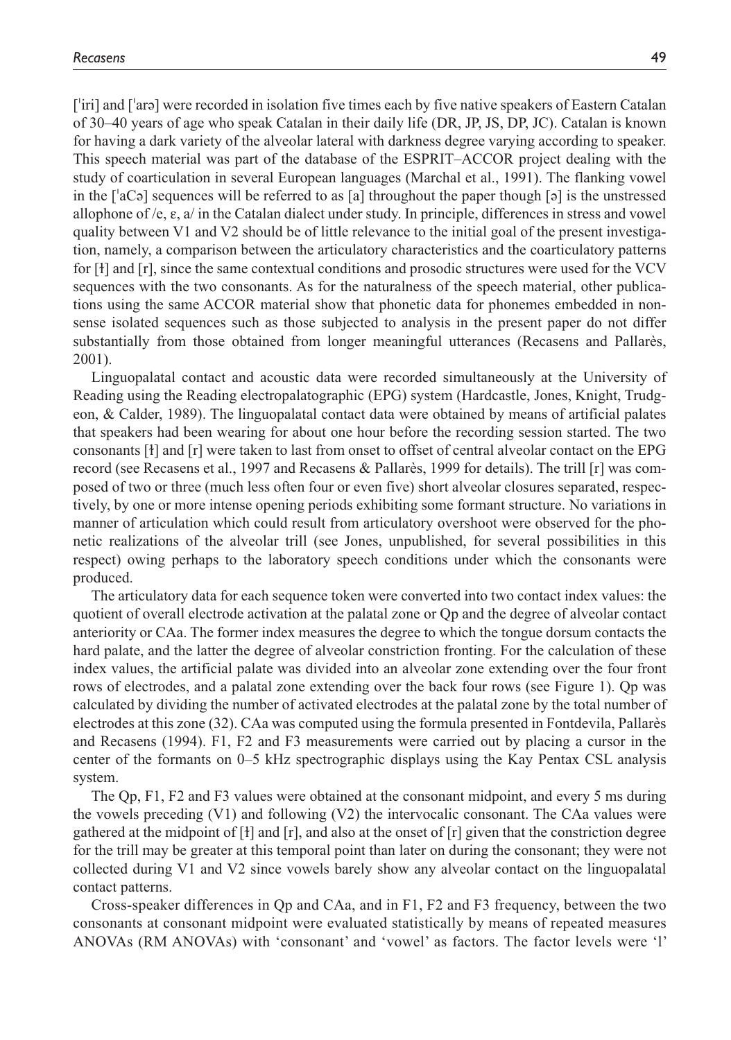[ˈiri] and [ˈarə] were recorded in isolation five times each by five native speakers of Eastern Catalan of 30–40 years of age who speak Catalan in their daily life (DR, JP, JS, DP, JC). Catalan is known for having a dark variety of the alveolar lateral with darkness degree varying according to speaker. This speech material was part of the database of the ESPRIT–ACCOR project dealing with the study of coarticulation in several European languages (Marchal et al., 1991). The flanking vowel in the [ˈaCə] sequences will be referred to as [a] throughout the paper though [ə] is the unstressed allophone of /e, ɛ, a/ in the Catalan dialect under study. In principle, differences in stress and vowel quality between V1 and V2 should be of little relevance to the initial goal of the present investigation, namely, a comparison between the articulatory characteristics and the coarticulatory patterns for [ɫ] and [r], since the same contextual conditions and prosodic structures were used for the VCV sequences with the two consonants. As for the naturalness of the speech material, other publications using the same ACCOR material show that phonetic data for phonemes embedded in nonsense isolated sequences such as those subjected to analysis in the present paper do not differ substantially from those obtained from longer meaningful utterances (Recasens and Pallarès, 2001).

Linguopalatal contact and acoustic data were recorded simultaneously at the University of Reading using the Reading electropalatographic (EPG) system (Hardcastle, Jones, Knight, Trudgeon, & Calder, 1989). The linguopalatal contact data were obtained by means of artificial palates that speakers had been wearing for about one hour before the recording session started. The two consonants [ɫ] and [r] were taken to last from onset to offset of central alveolar contact on the EPG record (see Recasens et al., 1997 and Recasens & Pallarès, 1999 for details). The trill [r] was composed of two or three (much less often four or even five) short alveolar closures separated, respectively, by one or more intense opening periods exhibiting some formant structure. No variations in manner of articulation which could result from articulatory overshoot were observed for the phonetic realizations of the alveolar trill (see Jones, unpublished, for several possibilities in this respect) owing perhaps to the laboratory speech conditions under which the consonants were produced.

The articulatory data for each sequence token were converted into two contact index values: the quotient of overall electrode activation at the palatal zone or Qp and the degree of alveolar contact anteriority or CAa. The former index measures the degree to which the tongue dorsum contacts the hard palate, and the latter the degree of alveolar constriction fronting. For the calculation of these index values, the artificial palate was divided into an alveolar zone extending over the four front rows of electrodes, and a palatal zone extending over the back four rows (see Figure 1). Qp was calculated by dividing the number of activated electrodes at the palatal zone by the total number of electrodes at this zone (32). CAa was computed using the formula presented in Fontdevila, Pallarès and Recasens (1994). F1, F2 and F3 measurements were carried out by placing a cursor in the center of the formants on 0–5 kHz spectrographic displays using the Kay Pentax CSL analysis system.

The Qp, F1, F2 and F3 values were obtained at the consonant midpoint, and every 5 ms during the vowels preceding (V1) and following (V2) the intervocalic consonant. The CAa values were gathered at the midpoint of [ɫ] and [r], and also at the onset of [r] given that the constriction degree for the trill may be greater at this temporal point than later on during the consonant; they were not collected during V1 and V2 since vowels barely show any alveolar contact on the linguopalatal contact patterns.

Cross-speaker differences in Qp and CAa, and in F1, F2 and F3 frequency, between the two consonants at consonant midpoint were evaluated statistically by means of repeated measures ANOVAs (RM ANOVAs) with 'consonant' and 'vowel' as factors. The factor levels were 'l'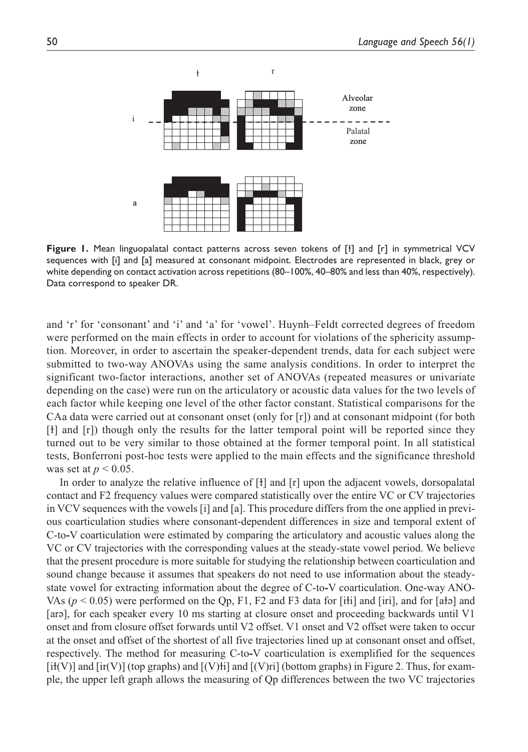ɫ r

Alveolar zone

i

Palatal zone

a

**Figure 1.** Mean linguopalatal contact patterns across seven tokens of [ɫ] and [r] in symmetrical VCV sequences with [i] and [a] measured at consonant midpoint. Electrodes are represented in black, grey or white depending on contact activation across repetitions (80–100%, 40–80% and less than 40%, respectively). Data correspond to speaker DR.

and 'r' for 'consonant' and 'i' and 'a' for 'vowel'. Huynh–Feldt corrected degrees of freedom were performed on the main effects in order to account for violations of the sphericity assumption. Moreover, in order to ascertain the speaker-dependent trends, data for each subject were submitted to two-way ANOVAs using the same analysis conditions. In order to interpret the significant two-factor interactions, another set of ANOVAs (repeated measures or univariate depending on the case) were run on the articulatory or acoustic data values for the two levels of each factor while keeping one level of the other factor constant. Statistical comparisons for the CAa data were carried out at consonant onset (only for [r]) and at consonant midpoint (for both [ɫ] and [r]) though only the results for the latter temporal point will be reported since they turned out to be very similar to those obtained at the former temporal point. In all statistical tests, Bonferroni post-hoc tests were applied to the main effects and the significance threshold was set at $p < 0.05$.

In order to analyze the relative influence of [ɫ] and [r] upon the adjacent vowels, dorsopalatal contact and F2 frequency values were compared statistically over the entire VC or CV trajectories in VCV sequences with the vowels [i] and [a]. This procedure differs from the one applied in previous coarticulation studies where consonant-dependent differences in size and temporal extent of C-to-V coarticulation were estimated by comparing the articulatory and acoustic values along the VC or CV trajectories with the corresponding values at the steady-state vowel period. We believe that the present procedure is more suitable for studying the relationship between coarticulation and sound change because it assumes that speakers do not need to use information about the steady-state vowel for extracting information about the degree of C-to-V coarticulation. One-way ANOVAs ($p < 0.05$) were performed on the Qp, F1, F2 and F3 data for [iɫi] and [iri], and for [aɫə] and [arə], for each speaker every 10 ms starting at closure onset and proceeding backwards until V1 onset and from closure offset forwards until V2 offset. V1 onset and V2 offset were taken to occur at the onset and offset of the shortest of all five trajectories lined up at consonant onset and offset, respectively. The method for measuring C-to-V coarticulation is exemplified for the sequences [iɫ(V)] and [ir(V)] (top graphs) and [(V)ɫi] and [(V)ri] (bottom graphs) in Figure 2. Thus, for example, the upper left graph allows the measuring of Qp differences between the two VC trajectories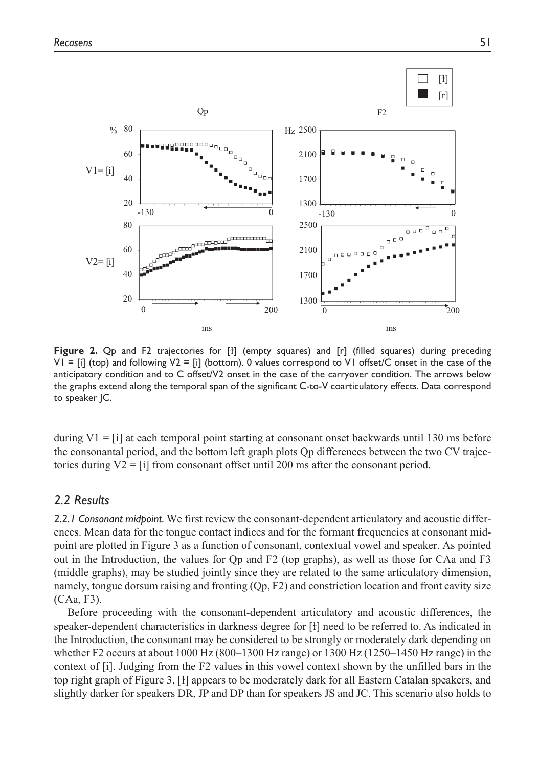**Figure 2.** Qp and F2 trajectories for [ɫ] (empty squares) and [r] (filled squares) during preceding V1 = [i] (top) and following V2 = [i] (bottom). 0 values correspond to V1 offset/C onset in the case of the anticipatory condition and to C offset/V2 onset in the case of the carryover condition. The arrows below the graphs extend along the temporal span of the significant C-to-V coarticulatory effects. Data correspond to speaker JC.

during V1 = [i] at each temporal point starting at consonant onset backwards until 130 ms before the consonantal period, and the bottom left graph plots Qp differences between the two CV trajectories during V2 = [i] from consonant offset until 200 ms after the consonant period.

## *2.2 Results*

*2.2.1 Consonant midpoint.* We first review the consonant-dependent articulatory and acoustic differences. Mean data for the tongue contact indices and for the formant frequencies at consonant midpoint are plotted in Figure 3 as a function of consonant, contextual vowel and speaker. As pointed out in the Introduction, the values for Qp and F2 (top graphs), as well as those for CAa and F3 (middle graphs), may be studied jointly since they are related to the same articulatory dimension, namely, tongue dorsum raising and fronting (Qp, F2) and constriction location and front cavity size (CAa, F3).

Before proceeding with the consonant-dependent articulatory and acoustic differences, the speaker-dependent characteristics in darkness degree for [ɫ] need to be referred to. As indicated in the Introduction, the consonant may be considered to be strongly or moderately dark depending on whether F2 occurs at about 1000 Hz (800–1300 Hz range) or 1300 Hz (1250–1450 Hz range) in the context of [i]. Judging from the F2 values in this vowel context shown by the unfilled bars in the top right graph of Figure 3, [ɫ] appears to be moderately dark for all Eastern Catalan speakers, and slightly darker for speakers DR, JP and DP than for speakers JS and JC. This scenario also holds to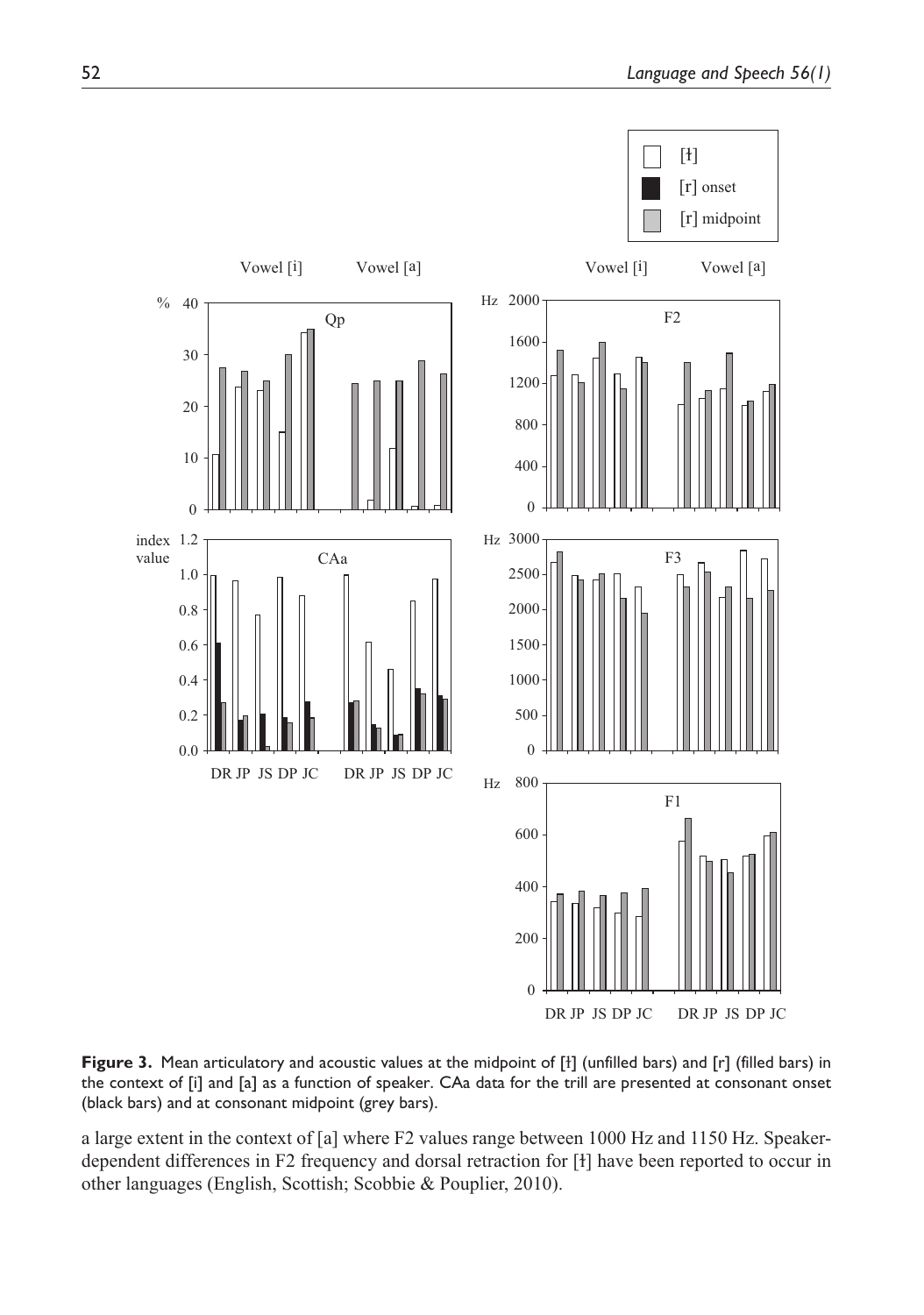**Figure 3.** Mean articulatory and acoustic values at the midpoint of [ɫ] (unfilled bars) and [r] (filled bars) in the context of [i] and [a] as a function of speaker. CAa data for the trill are presented at consonant onset (black bars) and at consonant midpoint (grey bars).

a large extent in the context of [a] where F2 values range between 1000 Hz and 1150 Hz. Speaker-dependent differences in F2 frequency and dorsal retraction for [ɫ] have been reported to occur in other languages (English, Scottish; Scobbie & Pouplier, 2010).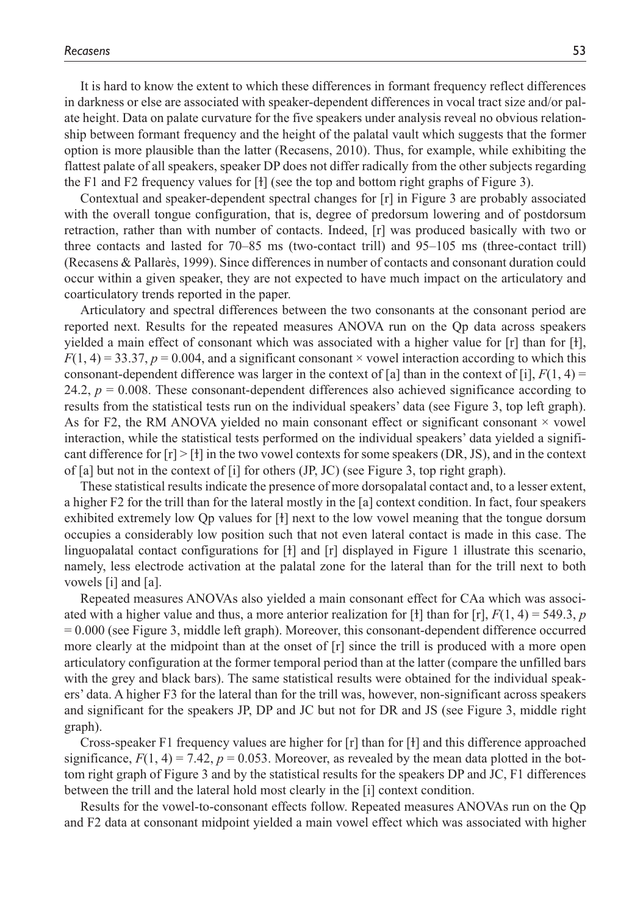It is hard to know the extent to which these differences in formant frequency reflect differences in darkness or else are associated with speaker-dependent differences in vocal tract size and/or palate height. Data on palate curvature for the five speakers under analysis reveal no obvious relationship between formant frequency and the height of the palatal vault which suggests that the former option is more plausible than the latter (Recasens, 2010). Thus, for example, while exhibiting the flattest palate of all speakers, speaker DP does not differ radically from the other subjects regarding the F1 and F2 frequency values for [ɫ] (see the top and bottom right graphs of Figure 3).

Contextual and speaker-dependent spectral changes for [r] in Figure 3 are probably associated with the overall tongue configuration, that is, degree of predorsum lowering and of postdorsum retraction, rather than with number of contacts. Indeed, [r] was produced basically with two or three contacts and lasted for 70–85 ms (two-contact trill) and 95–105 ms (three-contact trill) (Recasens & Pallarès, 1999). Since differences in number of contacts and consonant duration could occur within a given speaker, they are not expected to have much impact on the articulatory and coarticulatory trends reported in the paper.

Articulatory and spectral differences between the two consonants at the consonant period are reported next. Results for the repeated measures ANOVA run on the Qp data across speakers yielded a main effect of consonant which was associated with a higher value for [r] than for [ɫ], $F(1, 4) = 33.37$, $p = 0.004$, and a significant consonant × vowel interaction according to which this consonant-dependent difference was larger in the context of [a] than in the context of [i], $F(1, 4) = 24.2$, $p = 0.008$. These consonant-dependent differences also achieved significance according to results from the statistical tests run on the individual speakers' data (see Figure 3, top left graph). As for F2, the RM ANOVA yielded no main consonant effect or significant consonant × vowel interaction, while the statistical tests performed on the individual speakers' data yielded a significant difference for [r] > [ɫ] in the two vowel contexts for some speakers (DR, JS), and in the context of [a] but not in the context of [i] for others (JP, JC) (see Figure 3, top right graph).

These statistical results indicate the presence of more dorsopalatal contact and, to a lesser extent, a higher F2 for the trill than for the lateral mostly in the [a] context condition. In fact, four speakers exhibited extremely low Qp values for [ɫ] next to the low vowel meaning that the tongue dorsum occupies a considerably low position such that not even lateral contact is made in this case. The linguopalatal contact configurations for [ɫ] and [r] displayed in Figure 1 illustrate this scenario, namely, less electrode activation at the palatal zone for the lateral than for the trill next to both vowels [i] and [a].

Repeated measures ANOVAs also yielded a main consonant effect for CAa which was associated with a higher value and thus, a more anterior realization for [ɫ] than for [r], $F(1, 4) = 549.3$, $p = 0.000$ (see Figure 3, middle left graph). Moreover, this consonant-dependent difference occurred more clearly at the midpoint than at the onset of [r] since the trill is produced with a more open articulatory configuration at the former temporal period than at the latter (compare the unfilled bars with the grey and black bars). The same statistical results were obtained for the individual speakers' data. A higher F3 for the lateral than for the trill was, however, non-significant across speakers and significant for the speakers JP, DP and JC but not for DR and JS (see Figure 3, middle right graph).

Cross-speaker F1 frequency values are higher for [r] than for [ɫ] and this difference approached significance, $F(1, 4) = 7.42$, $p = 0.053$. Moreover, as revealed by the mean data plotted in the bottom right graph of Figure 3 and by the statistical results for the speakers DP and JC, F1 differences between the trill and the lateral hold most clearly in the [i] context condition.

Results for the vowel-to-consonant effects follow. Repeated measures ANOVAs run on the Qp and F2 data at consonant midpoint yielded a main vowel effect which was associated with higher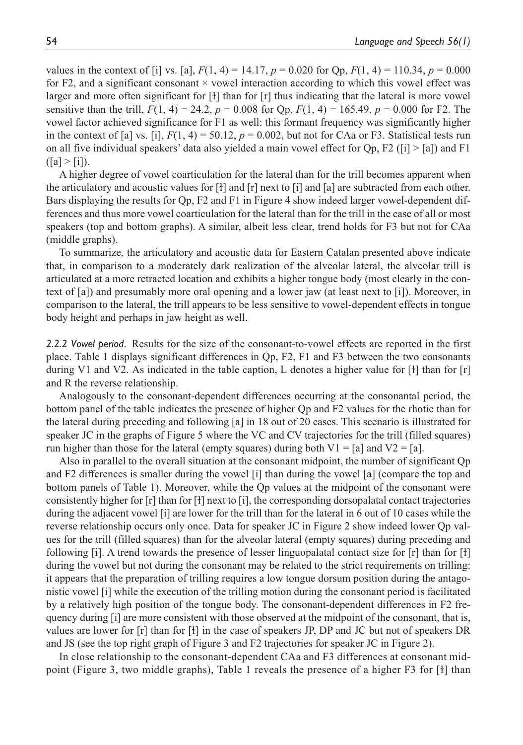values in the context of [i] vs. [a], $F(1, 4) = 14.17$, $p = 0.020$ for Qp, $F(1, 4) = 110.34$, $p = 0.000$ for F2, and a significant consonant × vowel interaction according to which this vowel effect was larger and more often significant for [ɫ] than for [r] thus indicating that the lateral is more vowel sensitive than the trill, $F(1, 4) = 24.2$, $p = 0.008$ for Qp, $F(1, 4) = 165.49$, $p = 0.000$ for F2. The vowel factor achieved significance for F1 as well: this formant frequency was significantly higher in the context of [a] vs. [i], $F(1, 4) = 50.12$, $p = 0.002$, but not for CAa or F3. Statistical tests run on all five individual speakers' data also yielded a main vowel effect for Qp, F2 ([i] > [a]) and F1 ([a] > [i]).

A higher degree of vowel coarticulation for the lateral than for the trill becomes apparent when the articulatory and acoustic values for [ɫ] and [r] next to [i] and [a] are subtracted from each other. Bars displaying the results for Qp, F2 and F1 in Figure 4 show indeed larger vowel-dependent differences and thus more vowel coarticulation for the lateral than for the trill in the case of all or most speakers (top and bottom graphs). A similar, albeit less clear, trend holds for F3 but not for CAa (middle graphs).

To summarize, the articulatory and acoustic data for Eastern Catalan presented above indicate that, in comparison to a moderately dark realization of the alveolar lateral, the alveolar trill is articulated at a more retracted location and exhibits a higher tongue body (most clearly in the context of [a]) and presumably more oral opening and a lower jaw (at least next to [i]). Moreover, in comparison to the lateral, the trill appears to be less sensitive to vowel-dependent effects in tongue body height and perhaps in jaw height as well.

*2.2.2 Vowel period.* Results for the size of the consonant-to-vowel effects are reported in the first place. Table 1 displays significant differences in Qp, F2, F1 and F3 between the two consonants during V1 and V2. As indicated in the table caption, L denotes a higher value for [ɫ] than for [r] and R the reverse relationship.

Analogously to the consonant-dependent differences occurring at the consonantal period, the bottom panel of the table indicates the presence of higher Qp and F2 values for the rhotic than for the lateral during preceding and following [a] in 18 out of 20 cases. This scenario is illustrated for speaker JC in the graphs of Figure 5 where the VC and CV trajectories for the trill (filled squares) run higher than those for the lateral (empty squares) during both V1 = [a] and V2 = [a].

Also in parallel to the overall situation at the consonant midpoint, the number of significant Qp and F2 differences is smaller during the vowel [i] than during the vowel [a] (compare the top and bottom panels of Table 1). Moreover, while the Qp values at the midpoint of the consonant were consistently higher for [r] than for [ɫ] next to [i], the corresponding dorsopalatal contact trajectories during the adjacent vowel [i] are lower for the trill than for the lateral in 6 out of 10 cases while the reverse relationship occurs only once. Data for speaker JC in Figure 2 show indeed lower Qp values for the trill (filled squares) than for the alveolar lateral (empty squares) during preceding and following [i]. A trend towards the presence of lesser linguopalatal contact size for [r] than for [ɫ] during the vowel but not during the consonant may be related to the strict requirements on trilling: it appears that the preparation of trilling requires a low tongue dorsum position during the antagonistic vowel [i] while the execution of the trilling motion during the consonant period is facilitated by a relatively high position of the tongue body. The consonant-dependent differences in F2 frequency during [i] are more consistent with those observed at the midpoint of the consonant, that is, values are lower for [r] than for [ɫ] in the case of speakers JP, DP and JC but not of speakers DR and JS (see the top right graph of Figure 3 and F2 trajectories for speaker JC in Figure 2).

In close relationship to the consonant-dependent CAa and F3 differences at consonant midpoint (Figure 3, two middle graphs), Table 1 reveals the presence of a higher F3 for [ɫ] than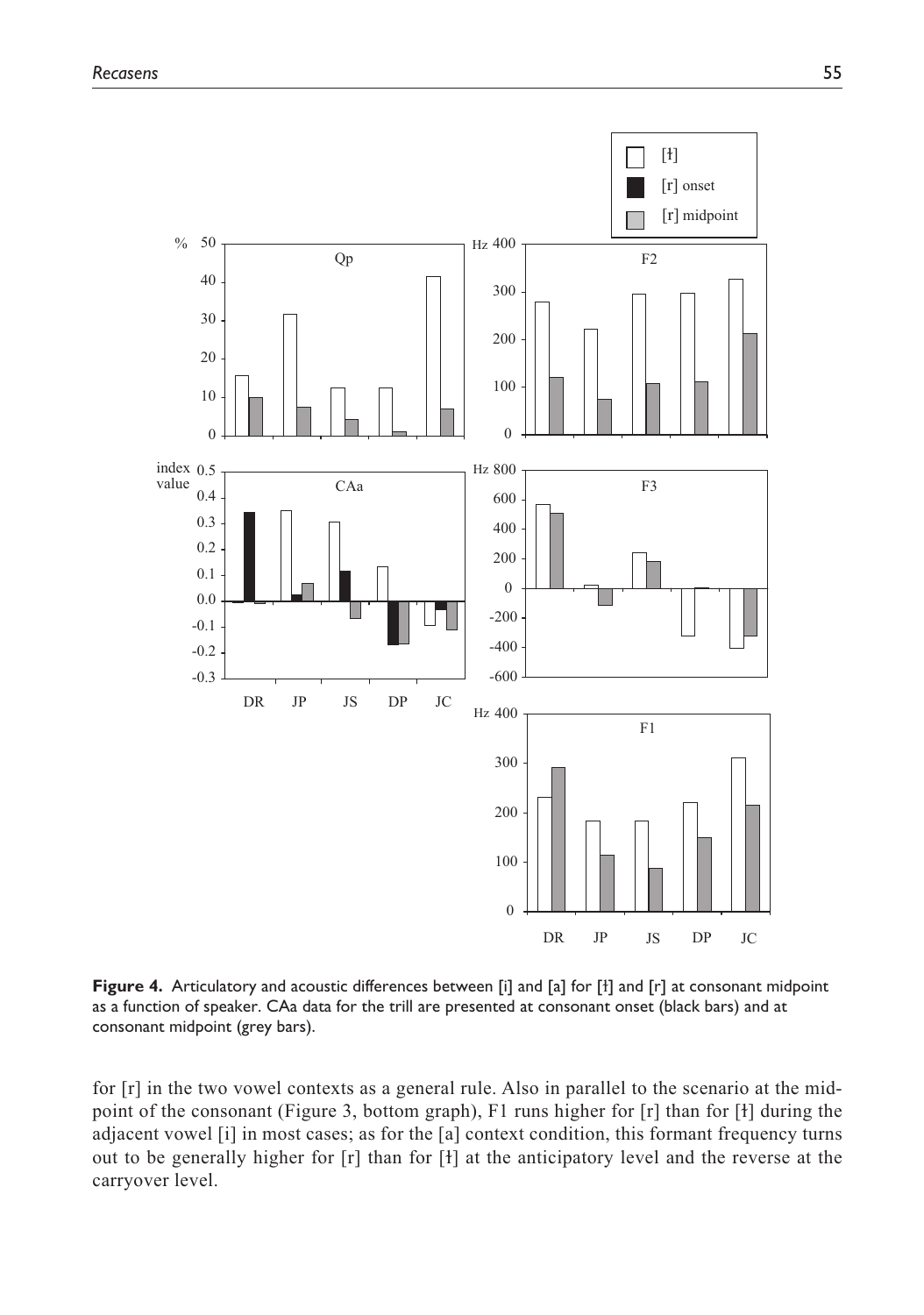**Figure 4.** Articulatory and acoustic differences between [i] and [a] for [ɫ] and [r] at consonant midpoint as a function of speaker. CAa data for the trill are presented at consonant onset (black bars) and at consonant midpoint (grey bars).

for [r] in the two vowel contexts as a general rule. Also in parallel to the scenario at the midpoint of the consonant (Figure 3, bottom graph), F1 runs higher for [r] than for [ɫ] during the adjacent vowel [i] in most cases; as for the [a] context condition, this formant frequency turns out to be generally higher for [r] than for [ɫ] at the anticipatory level and the reverse at the carryover level.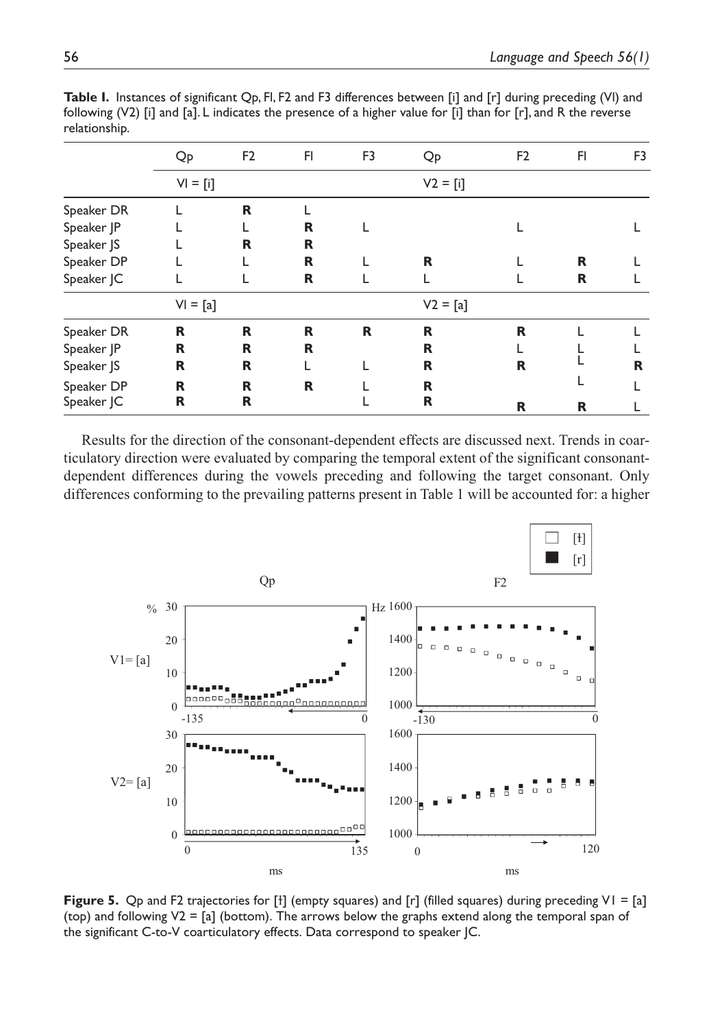**Table 1.** Instances of significant Qp, F1, F2 and F3 differences between [i] and [r] during preceding (V1) and following (V2) [i] and [a]. L indicates the presence of a higher value for [i] than for [r], and R the reverse relationship.

| | Qp | F2 | F1 | F3 | Qp | F2 | F1 | F3 |
|---|---|---|---|---|---|---|---|---|
| | V1 = [i] | | | | V2 = [i] | | | |
| Speaker DR | L | **R** | L | | | | | |
| Speaker JP | L | L | **R** | L | | L | | L |
| Speaker JS | L | **R** | **R** | | | | | |
| Speaker DP | L | L | **R** | L | **R** | L | **R** | L |
| Speaker JC | L | L | **R** | L | L | L | **R** | L |
| | V1 = [a] | | | | V2 = [a] | | | |
| Speaker DR | **R** | **R** | **R** | **R** | **R** | **R** | L | L |
| Speaker JP | **R** | **R** | **R** | | **R** | L | L | L |
| Speaker JS | **R** | **R** | L | L | **R** | **R** | L | **R** |
| Speaker DP | **R** | **R** | **R** | L | **R** | | L | L |
| Speaker JC | **R** | **R** | | L | **R** | **R** | **R** | L |

Results for the direction of the consonant-dependent effects are discussed next. Trends in coarticulatory direction were evaluated by comparing the temporal extent of the significant consonant-dependent differences during the vowels preceding and following the target consonant. Only differences conforming to the prevailing patterns present in Table 1 will be accounted for: a higher

**Figure 5.** Qp and F2 trajectories for [ɫ] (empty squares) and [r] (filled squares) during preceding V1 = [a] (top) and following V2 = [a] (bottom). The arrows below the graphs extend along the temporal span of the significant C-to-V coarticulatory effects. Data correspond to speaker JC.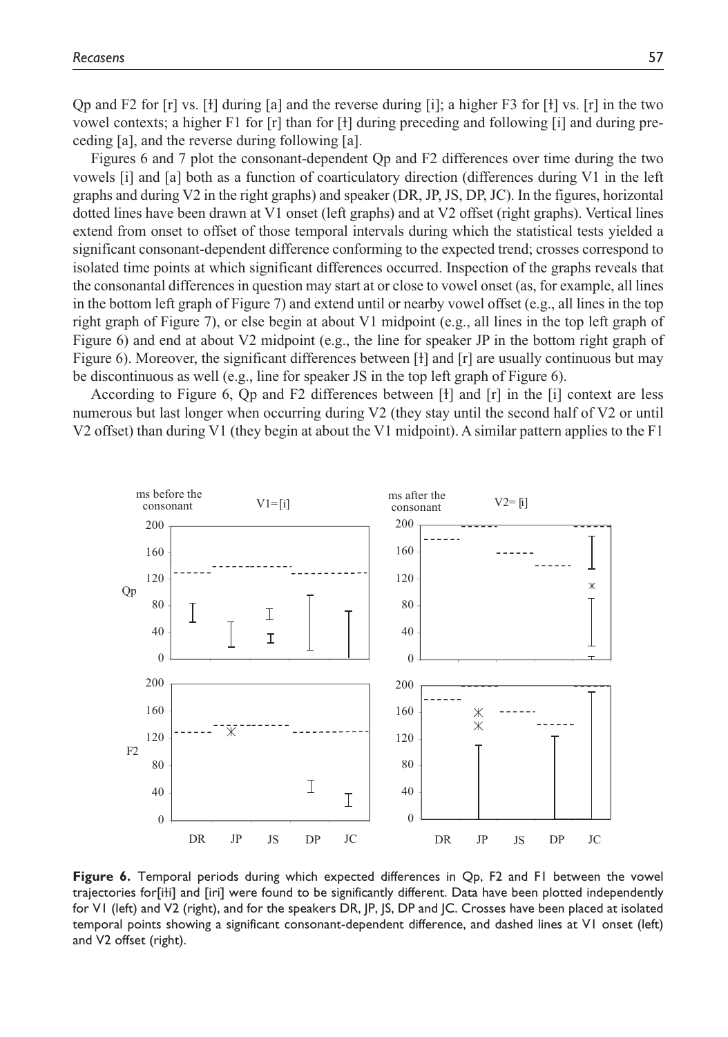Qp and F2 for [r] vs. [ɫ] during [a] and the reverse during [i]; a higher F3 for [ɫ] vs. [r] in the two vowel contexts; a higher F1 for [r] than for [ɫ] during preceding and following [i] and during preceding [a], and the reverse during following [a].

Figures 6 and 7 plot the consonant-dependent Qp and F2 differences over time during the two vowels [i] and [a] both as a function of coarticulatory direction (differences during V1 in the left graphs and during V2 in the right graphs) and speaker (DR, JP, JS, DP, JC). In the figures, horizontal dotted lines have been drawn at V1 onset (left graphs) and at V2 offset (right graphs). Vertical lines extend from onset to offset of those temporal intervals during which the statistical tests yielded a significant consonant-dependent difference conforming to the expected trend; crosses correspond to isolated time points at which significant differences occurred. Inspection of the graphs reveals that the consonantal differences in question may start at or close to vowel onset (as, for example, all lines in the bottom left graph of Figure 7) and extend until or nearby vowel offset (e.g., all lines in the top right graph of Figure 7), or else begin at about V1 midpoint (e.g., all lines in the top left graph of Figure 6) and end at about V2 midpoint (e.g., the line for speaker JP in the bottom right graph of Figure 6). Moreover, the significant differences between [ɫ] and [r] are usually continuous but may be discontinuous as well (e.g., line for speaker JS in the top left graph of Figure 6).

According to Figure 6, Qp and F2 differences between [ɫ] and [r] in the [i] context are less numerous but last longer when occurring during V2 (they stay until the second half of V2 or until V2 offset) than during V1 (they begin at about the V1 midpoint). A similar pattern applies to the F1

**Figure 6.** Temporal periods during which expected differences in Qp, F2 and F1 between the vowel trajectories for[iɫi] and [iri] were found to be significantly different. Data have been plotted independently for V1 (left) and V2 (right), and for the speakers DR, JP, JS, DP and JC. Crosses have been placed at isolated temporal points showing a significant consonant-dependent difference, and dashed lines at V1 onset (left) and V2 offset (right).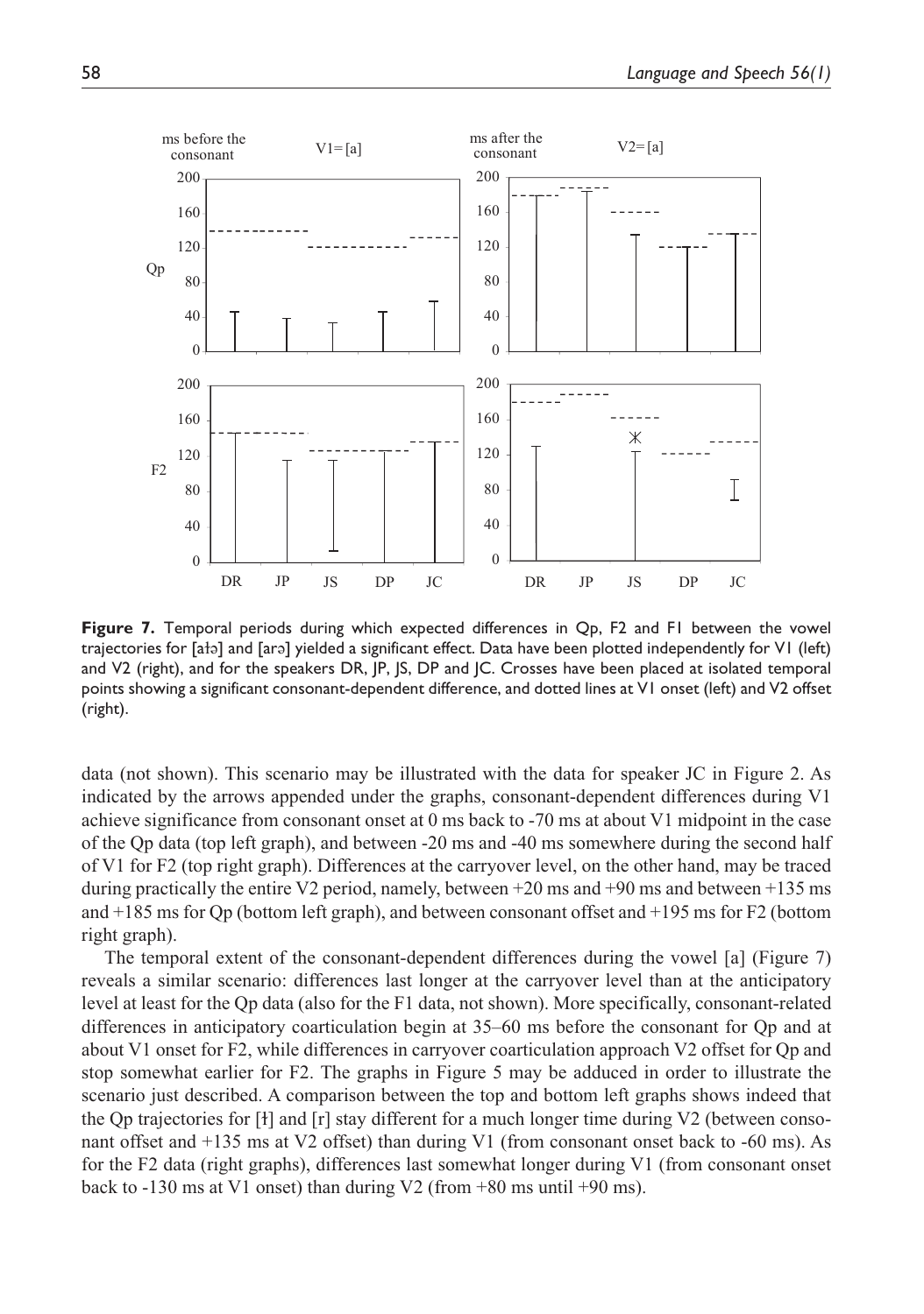**Figure 7.** Temporal periods during which expected differences in Qp, F2 and F1 between the vowel trajectories for [aɫə] and [arə] yielded a significant effect. Data have been plotted independently for V1 (left) and V2 (right), and for the speakers DR, JP, JS, DP and JC. Crosses have been placed at isolated temporal points showing a significant consonant-dependent difference, and dotted lines at V1 onset (left) and V2 offset (right).

data (not shown). This scenario may be illustrated with the data for speaker JC in Figure 2. As indicated by the arrows appended under the graphs, consonant-dependent differences during V1 achieve significance from consonant onset at 0 ms back to -70 ms at about V1 midpoint in the case of the Qp data (top left graph), and between -20 ms and -40 ms somewhere during the second half of V1 for F2 (top right graph). Differences at the carryover level, on the other hand, may be traced during practically the entire V2 period, namely, between +20 ms and +90 ms and between +135 ms and +185 ms for Qp (bottom left graph), and between consonant offset and +195 ms for F2 (bottom right graph).

The temporal extent of the consonant-dependent differences during the vowel [a] (Figure 7) reveals a similar scenario: differences last longer at the carryover level than at the anticipatory level at least for the Qp data (also for the F1 data, not shown). More specifically, consonant-related differences in anticipatory coarticulation begin at 35–60 ms before the consonant for Qp and at about V1 onset for F2, while differences in carryover coarticulation approach V2 offset for Qp and stop somewhat earlier for F2. The graphs in Figure 5 may be adduced in order to illustrate the scenario just described. A comparison between the top and bottom left graphs shows indeed that the Qp trajectories for [ɫ] and [r] stay different for a much longer time during V2 (between consonant offset and +135 ms at V2 offset) than during V1 (from consonant onset back to -60 ms). As for the F2 data (right graphs), differences last somewhat longer during V1 (from consonant onset back to -130 ms at V1 onset) than during V2 (from +80 ms until +90 ms).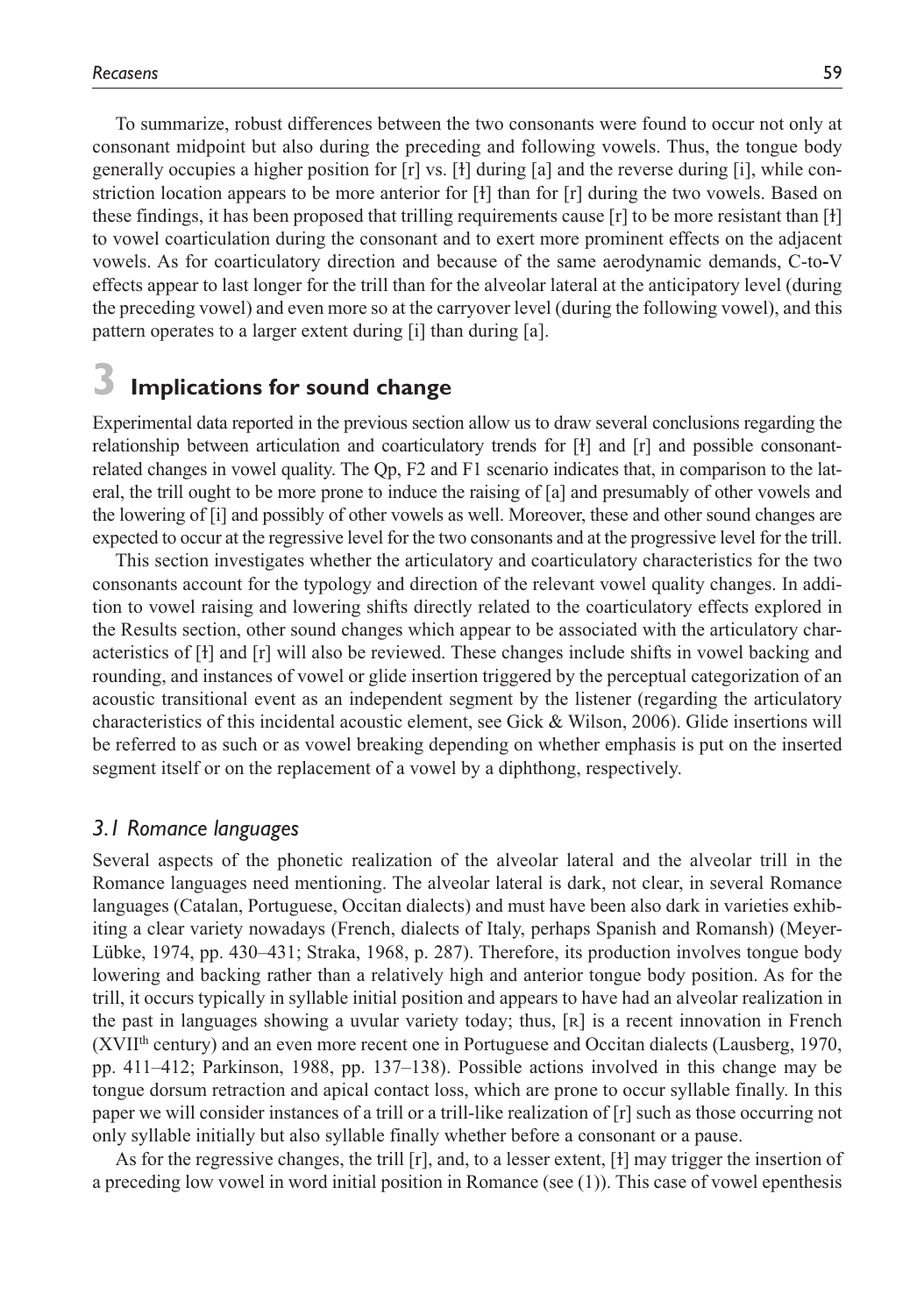To summarize, robust differences between the two consonants were found to occur not only at consonant midpoint but also during the preceding and following vowels. Thus, the tongue body generally occupies a higher position for [r] vs. [ɫ] during [a] and the reverse during [i], while constriction location appears to be more anterior for [ɫ] than for [r] during the two vowels. Based on these findings, it has been proposed that trilling requirements cause [r] to be more resistant than [ɫ] to vowel coarticulation during the consonant and to exert more prominent effects on the adjacent vowels. As for coarticulatory direction and because of the same aerodynamic demands, C-to-V effects appear to last longer for the trill than for the alveolar lateral at the anticipatory level (during the preceding vowel) and even more so at the carryover level (during the following vowel), and this pattern operates to a larger extent during [i] than during [a].

# 3 Implications for sound change

Experimental data reported in the previous section allow us to draw several conclusions regarding the relationship between articulation and coarticulatory trends for [ɫ] and [r] and possible consonant-related changes in vowel quality. The Qp, F2 and F1 scenario indicates that, in comparison to the lateral, the trill ought to be more prone to induce the raising of [a] and presumably of other vowels and the lowering of [i] and possibly of other vowels as well. Moreover, these and other sound changes are expected to occur at the regressive level for the two consonants and at the progressive level for the trill.

This section investigates whether the articulatory and coarticulatory characteristics for the two consonants account for the typology and direction of the relevant vowel quality changes. In addition to vowel raising and lowering shifts directly related to the coarticulatory effects explored in the Results section, other sound changes which appear to be associated with the articulatory characteristics of [ɫ] and [r] will also be reviewed. These changes include shifts in vowel backing and rounding, and instances of vowel or glide insertion triggered by the perceptual categorization of an acoustic transitional event as an independent segment by the listener (regarding the articulatory characteristics of this incidental acoustic element, see Gick & Wilson, 2006). Glide insertions will be referred to as such or as vowel breaking depending on whether emphasis is put on the inserted segment itself or on the replacement of a vowel by a diphthong, respectively.

## *3.1 Romance languages*

Several aspects of the phonetic realization of the alveolar lateral and the alveolar trill in the Romance languages need mentioning. The alveolar lateral is dark, not clear, in several Romance languages (Catalan, Portuguese, Occitan dialects) and must have been also dark in varieties exhibiting a clear variety nowadays (French, dialects of Italy, perhaps Spanish and Romansh) (Meyer-Lübke, 1974, pp. 430–431; Straka, 1968, p. 287). Therefore, its production involves tongue body lowering and backing rather than a relatively high and anterior tongue body position. As for the trill, it occurs typically in syllable initial position and appears to have had an alveolar realization in the past in languages showing a uvular variety today; thus, [ʀ] is a recent innovation in French (XVII[th] century) and an even more recent one in Portuguese and Occitan dialects (Lausberg, 1970, pp. 411–412; Parkinson, 1988, pp. 137–138). Possible actions involved in this change may be tongue dorsum retraction and apical contact loss, which are prone to occur syllable finally. In this paper we will consider instances of a trill or a trill-like realization of [r] such as those occurring not only syllable initially but also syllable finally whether before a consonant or a pause.

As for the regressive changes, the trill [r], and, to a lesser extent, [ɫ] may trigger the insertion of a preceding low vowel in word initial position in Romance (see (1)). This case of vowel epenthesis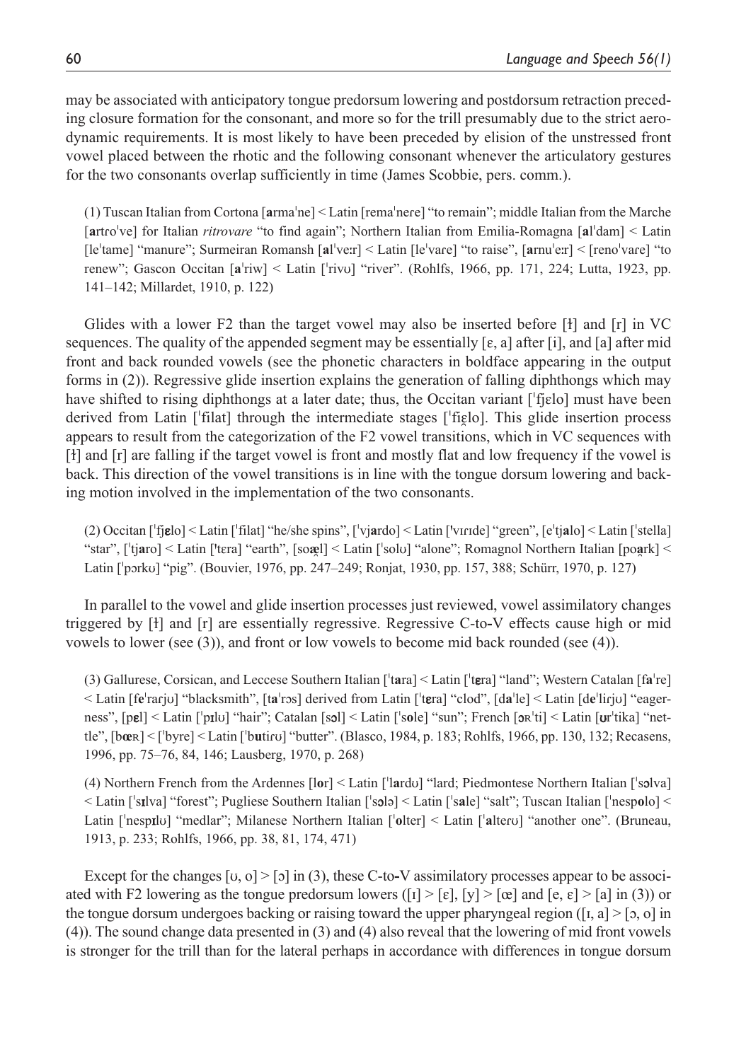may be associated with anticipatory tongue predorsum lowering and postdorsum retraction preceding closure formation for the consonant, and more so for the trill presumably due to the strict aerodynamic requirements. It is most likely to have been preceded by elision of the unstressed front vowel placed between the rhotic and the following consonant whenever the articulatory gestures for the two consonants overlap sufficiently in time (James Scobbie, pers. comm.).

> (1) Tuscan Italian from Cortona [**a**rmaˈne] < Latin [remaˈneɾe] "to remain"; middle Italian from the Marche [**a**rtroˈve] for Italian *ritrovare* "to find again"; Northern Italian from Emilia-Romagna [**a**lˈdam] < Latin [leˈtame] "manure"; Surmeiran Romansh [**a**lˈveːr] < Latin [leˈvaɾe] "to raise", [**a**rnuˈeːr] < [renoˈvaɾe] "to renew"; Gascon Occitan [**a**ˈriw] < Latin [ˈrivʊ] "river". (Rohlfs, 1966, pp. 171, 224; Lutta, 1923, pp. 141–142; Millardet, 1910, p. 122)

Glides with a lower F2 than the target vowel may also be inserted before [ɫ] and [r] in VC sequences. The quality of the appended segment may be essentially [ɛ, a] after [i], and [a] after mid front and back rounded vowels (see the phonetic characters in boldface appearing in the output forms in (2)). Regressive glide insertion explains the generation of falling diphthongs which may have shifted to rising diphthongs at a later date; thus, the Occitan variant [ˈfjɛlo] must have been derived from Latin [ˈfilat] through the intermediate stages [ˈfiɛ̯lo]. This glide insertion process appears to result from the categorization of the F2 vowel transitions, which in VC sequences with [ɫ] and [r] are falling if the target vowel is front and mostly flat and low frequency if the vowel is back. This direction of the vowel transitions is in line with the tongue dorsum lowering and backing motion involved in the implementation of the two consonants.

> (2) Occitan [ˈfj**ɛ**lo] < Latin [ˈfilat] "he/she spins", [ˈvj**a**rdo] < Latin [ˈvɪrɪde] "green", [eˈtj**a**lo] < Latin [ˈstella] "star", [ˈtj**a**ro] < Latin [ˈtɛra] "earth", [so**a̯**l] < Latin [ˈsolʊ] "alone"; Romagnol Northern Italian [po**a̯**rk] < Latin [ˈpɔrkʊ] "pig". (Bouvier, 1976, pp. 247–249; Ronjat, 1930, pp. 157, 388; Schürr, 1970, p. 127)

In parallel to the vowel and glide insertion processes just reviewed, vowel assimilatory changes triggered by [ɫ] and [r] are essentially regressive. Regressive C-to-V effects cause high or mid vowels to lower (see (3)), and front or low vowels to become mid back rounded (see (4)).

> (3) Gallurese, Corsican, and Leccese Southern Italian [ˈt**a**ra] < Latin [ˈt**ɛ**ra] "land"; Western Catalan [f**a**ˈre] < Latin [f**e**ˈraɾjʊ] "blacksmith", [t**a**ˈrɔs] derived from Latin [ˈt**ɛ**ra] "clod", [d**a**ˈle] < Latin [d**e**ˈliɾjʊ] "eagerness", [p**ɛ**l] < Latin [ˈp**ɪ**lʊ] "hair"; Catalan [s**ɔ**l] < Latin [ˈs**o**le] "sun"; French [**ɔ**ʀˈti] < Latin [**ʊ**rˈtika] "nettle", [b**œ**ʀ] < [ˈbyre] < Latin [ˈb**u**tirʊ] "butter". (Blasco, 1984, p. 183; Rohlfs, 1966, pp. 130, 132; Recasens, 1996, pp. 75–76, 84, 146; Lausberg, 1970, p. 268)

> (4) Northern French from the Ardennes [l**o**r] < Latin [ˈl**a**rdʊ] "lard; Piedmontese Northern Italian [ˈs**ɔ**lva] < Latin [ˈs**ɪ**lva] "forest"; Pugliese Southern Italian [ˈs**ɔ**lə] < Latin [ˈs**a**le] "salt"; Tuscan Italian [ˈnesp**o**lo] < Latin [ˈnesp**ɪ**lʊ] "medlar"; Milanese Northern Italian [ˈ**o**lter] < Latin [ˈ**a**lterʊ] "another one". (Bruneau, 1913, p. 233; Rohlfs, 1966, pp. 38, 81, 174, 471)

Except for the changes [ʊ, o] > [ɔ] in (3), these C-to-V assimilatory processes appear to be associated with F2 lowering as the tongue predorsum lowers ([ɪ] > [ɛ], [y] > [œ] and [e, ɛ] > [a] in (3)) or the tongue dorsum undergoes backing or raising toward the upper pharyngeal region ([ɪ, a] > [ɔ, o] in (4)). The sound change data presented in (3) and (4) also reveal that the lowering of mid front vowels is stronger for the trill than for the lateral perhaps in accordance with differences in tongue dorsum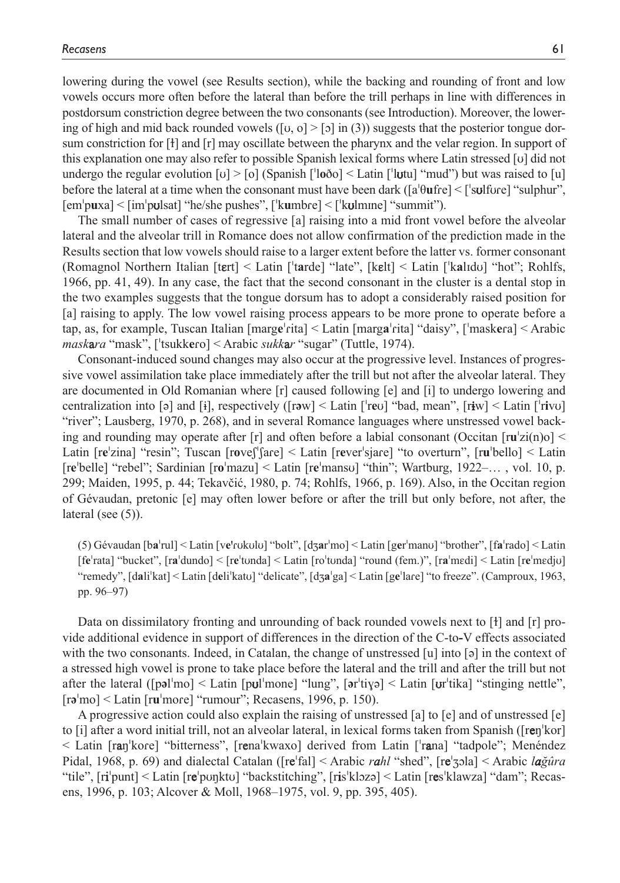lowering during the vowel (see Results section), while the backing and rounding of front and low vowels occurs more often before the lateral than before the trill perhaps in line with differences in postdorsum constriction degree between the two consonants (see Introduction). Moreover, the lowering of high and mid back rounded vowels ([ʊ, o] > [ɔ] in (3)) suggests that the posterior tongue dorsum constriction for [ɫ] and [r] may oscillate between the pharynx and the velar region. In support of this explanation one may also refer to possible Spanish lexical forms where Latin stressed [ʊ] did not undergo the regular evolution [ʊ] > [o] (Spanish [ˈl**o**ðo] < Latin [ˈl**ʊ**tu] "mud") but was raised to [u] before the lateral at a time when the consonant must have been dark ([aˈθ**u**fre] < [ˈs**ʊ**lfʊre] "sulphur", [emˈp**u**xa] < [imˈp**ʊ**lsat] "he/she pushes", [ˈk**u**mbre] < [ˈk**ʊ**lmɪne] "summit").

The small number of cases of regressive [a] raising into a mid front vowel before the alveolar lateral and the alveolar trill in Romance does not allow confirmation of the prediction made in the Results section that low vowels should raise to a larger extent before the latter vs. former consonant (Romagnol Northern Italian [t**ɛ**rt] < Latin [ˈt**a**rde] "late", [k**ɛ**lt] < Latin [ˈk**a**lɪdʊ] "hot"; Rohlfs, 1966, pp. 41, 49). In any case, the fact that the second consonant in the cluster is a dental stop in the two examples suggests that the tongue dorsum has to adopt a considerably raised position for [a] raising to apply. The low vowel raising process appears to be more prone to operate before a tap, as, for example, Tuscan Italian [marg**e**ˈɾita] < Latin [marg**a**ˈɾita] "daisy", [ˈmask**e**ɾa] < Arabic *mask**a**ra* "mask", [ˈtsukk**e**ɾo] < Arabic *sukk**a**r* "sugar" (Tuttle, 1974).

Consonant-induced sound changes may also occur at the progressive level. Instances of progressive vowel assimilation take place immediately after the trill but not after the alveolar lateral. They are documented in Old Romanian where [r] caused following [e] and [i] to undergo lowering and centralization into [ə] and [ɨ], respectively ([r**ə**w] < Latin [ˈr**e**ʊ] "bad, mean", [r**ɨ**w] < Latin [ˈr**i**vʊ] "river"; Lausberg, 1970, p. 268), and in several Romance languages where unstressed vowel backing and rounding may operate after [r] and often before a labial consonant (Occitan [r**u**ˈzi(n)o] < Latin [r**e**ˈzina] "resin"; Tuscan [r**o**veʃˈʃaɾe] < Latin [r**e**verˈsjaɾe] "to overturn", [r**u**ˈbello] < Latin [r**e**ˈbelle] "rebel"; Sardinian [r**o**ˈmazu] < Latin [r**e**ˈmansʊ] "thin"; Wartburg, 1922–… , vol. 10, p. 299; Maiden, 1995, p. 44; Tekavčić, 1980, p. 74; Rohlfs, 1966, p. 169). Also, in the Occitan region of Gévaudan, pretonic [e] may often lower before or after the trill but only before, not after, the lateral (see (5)).

(5) Gévaudan [b**a**ˈrul] < Latin [v**e**ˈrʊkʊlʊ] "bolt", [dʒ**a**rˈmo] < Latin [g**e**rˈmanʊ] "brother", [f**a**ˈrado] < Latin [f**e**ˈrata] "bucket", [r**a**ˈdundo] < [r**e**ˈtʊnda] < Latin [roˈtʊnda] "round (fem.)", [r**a**ˈmɛdi] < Latin [r**e**ˈmɛdjʊ] "remedy", [d**a**liˈkat] < Latin [d**e**liˈkatʊ] "delicate", [dʒ**a**ˈga] < Latin [g**e**ˈlaɾe] "to freeze". (Camproux, 1963, pp. 96–97)

Data on dissimilatory fronting and unrounding of back rounded vowels next to [ɫ] and [r] provide additional evidence in support of differences in the direction of the C-to-V effects associated with the two consonants. Indeed, in Catalan, the change of unstressed [u] into [ə] in the context of a stressed high vowel is prone to take place before the lateral and the trill and after the trill but not after the lateral ([p**ə**lˈmo] < Latin [p**ʊ**lˈmone] "lung", [**ə**rˈtiɣə] < Latin [**ʊ**rˈtika] "stinging nettle", [r**ə**ˈmo] < Latin [r**u**ˈmoɾe] "rumour"; Recasens, 1996, p. 150).

A progressive action could also explain the raising of unstressed [a] to [e] and of unstressed [e] to [i] after a word initial trill, not an alveolar lateral, in lexical forms taken from Spanish ([r**e**ŋˈkor] < Latin [r**a**ŋˈkoɾe] "bitterness", [r**e**naˈkwaxo] derived from Latin [ˈr**a**na] "tadpole"; Menéndez Pidal, 1968, p. 69) and dialectal Catalan ([r**e**ˈfal] < Arabic *r**a**hl* "shed", [r**e**ˈʒɔla] < Arabic *l**a**ğûra* "tile", [r**i**ˈpunt] < Latin [r**e**ˈpʊŋktʊ] "backstitching", [r**i**sˈklɔzə] < Latin [r**e**sˈklawza] "dam"; Recasens, 1996, p. 103; Alcover & Moll, 1968–1975, vol. 9, pp. 395, 405).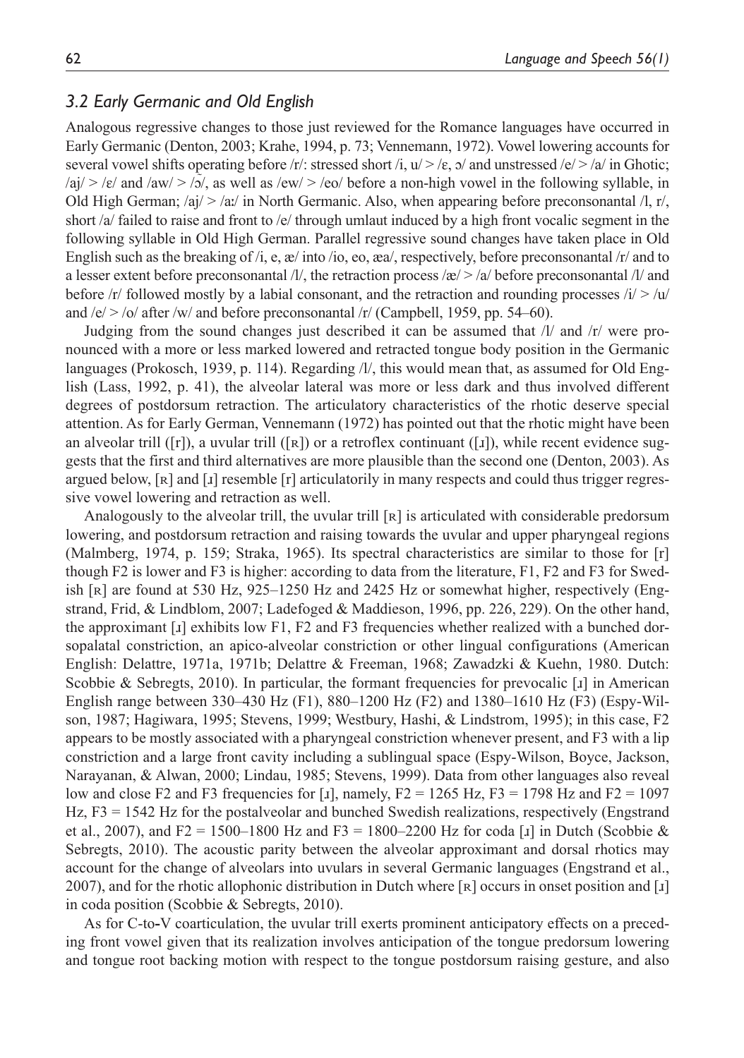### *3.2 Early Germanic and Old English*

Analogous regressive changes to those just reviewed for the Romance languages have occurred in Early Germanic (Denton, 2003; Krahe, 1994, p. 73; Vennemann, 1972). Vowel lowering accounts for several vowel shifts operating before /r/: stressed short /i, u/ > /ɛ, ɔ/ and unstressed /e/ > /a/ in Ghotic; /aj/ > /ɛ/ and /aw/ > /ɔ̄/, as well as /ew/ > /eo/ before a non-high vowel in the following syllable, in Old High German; /aj/ > /aː/ in North Germanic. Also, when appearing before preconsonantal /l, r/, short /a/ failed to raise and front to /e/ through umlaut induced by a high front vocalic segment in the following syllable in Old High German. Parallel regressive sound changes have taken place in Old English such as the breaking of /i, e, æ/ into /io, eo, æa/, respectively, before preconsonantal /r/ and to a lesser extent before preconsonantal /l/, the retraction process /æ/ > /a/ before preconsonantal /l/ and before /r/ followed mostly by a labial consonant, and the retraction and rounding processes /i/ > /u/ and /e/ > /o/ after /w/ and before preconsonantal /r/ (Campbell, 1959, pp. 54–60).

Judging from the sound changes just described it can be assumed that /l/ and /r/ were pronounced with a more or less marked lowered and retracted tongue body position in the Germanic languages (Prokosch, 1939, p. 114). Regarding /l/, this would mean that, as assumed for Old English (Lass, 1992, p. 41), the alveolar lateral was more or less dark and thus involved different degrees of postdorsum retraction. The articulatory characteristics of the rhotic deserve special attention. As for Early German, Vennemann (1972) has pointed out that the rhotic might have been an alveolar trill ([r]), a uvular trill ([ʀ]) or a retroflex continuant ([ɹ]), while recent evidence suggests that the first and third alternatives are more plausible than the second one (Denton, 2003). As argued below, [ʀ] and [ɹ] resemble [r] articulatorily in many respects and could thus trigger regressive vowel lowering and retraction as well.

Analogously to the alveolar trill, the uvular trill [ʀ] is articulated with considerable predorsum lowering, and postdorsum retraction and raising towards the uvular and upper pharyngeal regions (Malmberg, 1974, p. 159; Straka, 1965). Its spectral characteristics are similar to those for [r] though F2 is lower and F3 is higher: according to data from the literature, F1, F2 and F3 for Swedish [ʀ] are found at 530 Hz, 925–1250 Hz and 2425 Hz or somewhat higher, respectively (Engstrand, Frid, & Lindblom, 2007; Ladefoged & Maddieson, 1996, pp. 226, 229). On the other hand, the approximant [ɹ] exhibits low F1, F2 and F3 frequencies whether realized with a bunched dorsopalatal constriction, an apico-alveolar constriction or other lingual configurations (American English: Delattre, 1971a, 1971b; Delattre & Freeman, 1968; Zawadzki & Kuehn, 1980. Dutch: Scobbie & Sebregts, 2010). In particular, the formant frequencies for prevocalic [ɹ] in American English range between 330–430 Hz (F1), 880–1200 Hz (F2) and 1380–1610 Hz (F3) (Espy-Wilson, 1987; Hagiwara, 1995; Stevens, 1999; Westbury, Hashi, & Lindstrom, 1995); in this case, F2 appears to be mostly associated with a pharyngeal constriction whenever present, and F3 with a lip constriction and a large front cavity including a sublingual space (Espy-Wilson, Boyce, Jackson, Narayanan, & Alwan, 2000; Lindau, 1985; Stevens, 1999). Data from other languages also reveal low and close F2 and F3 frequencies for [ɹ], namely, F2 = 1265 Hz, F3 = 1798 Hz and F2 = 1097 Hz, F3 = 1542 Hz for the postalveolar and bunched Swedish realizations, respectively (Engstrand et al., 2007), and F2 = 1500–1800 Hz and F3 = 1800–2200 Hz for coda [ɹ] in Dutch (Scobbie & Sebregts, 2010). The acoustic parity between the alveolar approximant and dorsal rhotics may account for the change of alveolars into uvulars in several Germanic languages (Engstrand et al., 2007), and for the rhotic allophonic distribution in Dutch where [ʀ] occurs in onset position and [ɹ] in coda position (Scobbie & Sebregts, 2010).

As for C-to-V coarticulation, the uvular trill exerts prominent anticipatory effects on a preceding front vowel given that its realization involves anticipation of the tongue predorsum lowering and tongue root backing motion with respect to the tongue postdorsum raising gesture, and also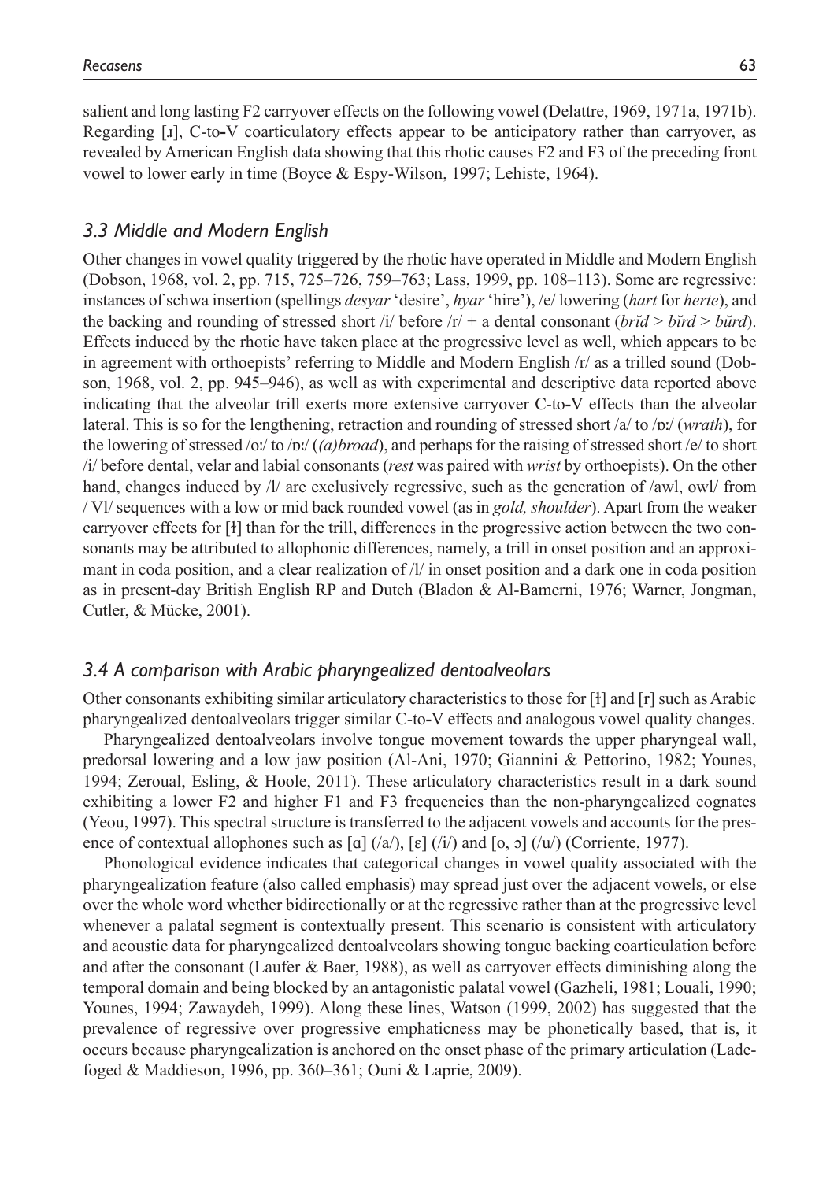salient and long lasting F2 carryover effects on the following vowel (Delattre, 1969, 1971a, 1971b). Regarding [ɹ], C-to-V coarticulatory effects appear to be anticipatory rather than carryover, as revealed by American English data showing that this rhotic causes F2 and F3 of the preceding front vowel to lower early in time (Boyce & Espy-Wilson, 1997; Lehiste, 1964).

### *3.3 Middle and Modern English*

Other changes in vowel quality triggered by the rhotic have operated in Middle and Modern English (Dobson, 1968, vol. 2, pp. 715, 725–726, 759–763; Lass, 1999, pp. 108–113). Some are regressive: instances of schwa insertion (spellings *desyar* 'desire', *hyar* 'hire'), /e/ lowering (*hart* for *herte*), and the backing and rounding of stressed short /i/ before /r/ + a dental consonant (*brĭd* > *bĭrd* > *bŭrd*). Effects induced by the rhotic have taken place at the progressive level as well, which appears to be in agreement with orthoepists' referring to Middle and Modern English /r/ as a trilled sound (Dobson, 1968, vol. 2, pp. 945–946), as well as with experimental and descriptive data reported above indicating that the alveolar trill exerts more extensive carryover C-to-V effects than the alveolar lateral. This is so for the lengthening, retraction and rounding of stressed short /a/ to /ɒː/ (*wrath*), for the lowering of stressed /oː/ to /ɒː/ (*(a)broad*), and perhaps for the raising of stressed short /e/ to short /i/ before dental, velar and labial consonants (*rest* was paired with *wrist* by orthoepists). On the other hand, changes induced by /l/ are exclusively regressive, such as the generation of /awl, owl/ from / Vl/ sequences with a low or mid back rounded vowel (as in *gold, shoulder*). Apart from the weaker carryover effects for [ɫ] than for the trill, differences in the progressive action between the two consonants may be attributed to allophonic differences, namely, a trill in onset position and an approximant in coda position, and a clear realization of /l/ in onset position and a dark one in coda position as in present-day British English RP and Dutch (Bladon & Al-Bamerni, 1976; Warner, Jongman, Cutler, & Mücke, 2001).

### *3.4 A comparison with Arabic pharyngealized dentoalveolars*

Other consonants exhibiting similar articulatory characteristics to those for [ɫ] and [r] such as Arabic pharyngealized dentoalveolars trigger similar C-to-V effects and analogous vowel quality changes.

Pharyngealized dentoalveolars involve tongue movement towards the upper pharyngeal wall, predorsal lowering and a low jaw position (Al-Ani, 1970; Giannini & Pettorino, 1982; Younes, 1994; Zeroual, Esling, & Hoole, 2011). These articulatory characteristics result in a dark sound exhibiting a lower F2 and higher F1 and F3 frequencies than the non-pharyngealized cognates (Yeou, 1997). This spectral structure is transferred to the adjacent vowels and accounts for the presence of contextual allophones such as [ɑ] (/a/), [ɛ] (/i/) and [o, ɔ] (/u/) (Corriente, 1977).

Phonological evidence indicates that categorical changes in vowel quality associated with the pharyngealization feature (also called emphasis) may spread just over the adjacent vowels, or else over the whole word whether bidirectionally or at the regressive rather than at the progressive level whenever a palatal segment is contextually present. This scenario is consistent with articulatory and acoustic data for pharyngealized dentoalveolars showing tongue backing coarticulation before and after the consonant (Laufer & Baer, 1988), as well as carryover effects diminishing along the temporal domain and being blocked by an antagonistic palatal vowel (Gazheli, 1981; Louali, 1990; Younes, 1994; Zawaydeh, 1999). Along these lines, Watson (1999, 2002) has suggested that the prevalence of regressive over progressive emphaticness may be phonetically based, that is, it occurs because pharyngealization is anchored on the onset phase of the primary articulation (Ladefoged & Maddieson, 1996, pp. 360–361; Ouni & Laprie, 2009).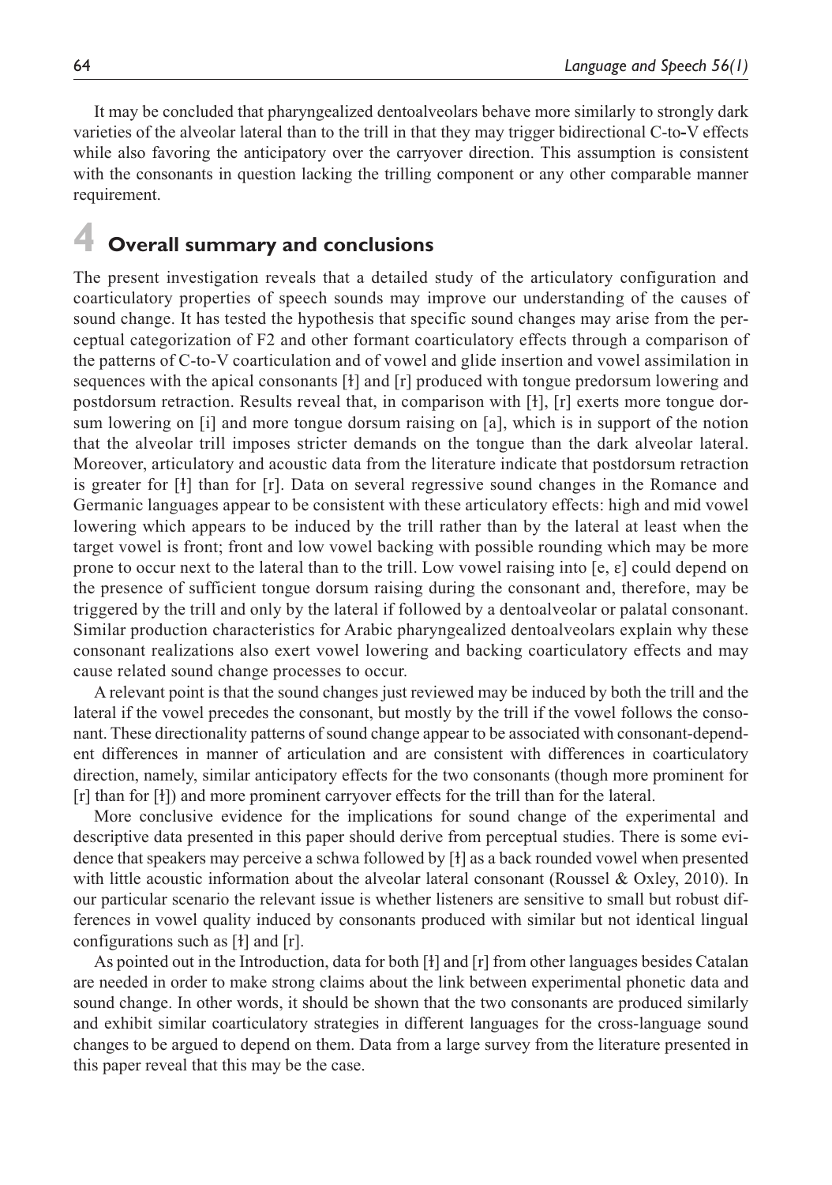It may be concluded that pharyngealized dentoalveolars behave more similarly to strongly dark varieties of the alveolar lateral than to the trill in that they may trigger bidirectional C-to-V effects while also favoring the anticipatory over the carryover direction. This assumption is consistent with the consonants in question lacking the trilling component or any other comparable manner requirement.

# 4 Overall summary and conclusions

The present investigation reveals that a detailed study of the articulatory configuration and coarticulatory properties of speech sounds may improve our understanding of the causes of sound change. It has tested the hypothesis that specific sound changes may arise from the perceptual categorization of F2 and other formant coarticulatory effects through a comparison of the patterns of C-to-V coarticulation and of vowel and glide insertion and vowel assimilation in sequences with the apical consonants [ɫ] and [r] produced with tongue predorsum lowering and postdorsum retraction. Results reveal that, in comparison with [ɫ], [r] exerts more tongue dorsum lowering on [i] and more tongue dorsum raising on [a], which is in support of the notion that the alveolar trill imposes stricter demands on the tongue than the dark alveolar lateral. Moreover, articulatory and acoustic data from the literature indicate that postdorsum retraction is greater for [ɫ] than for [r]. Data on several regressive sound changes in the Romance and Germanic languages appear to be consistent with these articulatory effects: high and mid vowel lowering which appears to be induced by the trill rather than by the lateral at least when the target vowel is front; front and low vowel backing with possible rounding which may be more prone to occur next to the lateral than to the trill. Low vowel raising into [e, ɛ] could depend on the presence of sufficient tongue dorsum raising during the consonant and, therefore, may be triggered by the trill and only by the lateral if followed by a dentoalveolar or palatal consonant. Similar production characteristics for Arabic pharyngealized dentoalveolars explain why these consonant realizations also exert vowel lowering and backing coarticulatory effects and may cause related sound change processes to occur.

A relevant point is that the sound changes just reviewed may be induced by both the trill and the lateral if the vowel precedes the consonant, but mostly by the trill if the vowel follows the consonant. These directionality patterns of sound change appear to be associated with consonant-dependent differences in manner of articulation and are consistent with differences in coarticulatory direction, namely, similar anticipatory effects for the two consonants (though more prominent for [r] than for [ɫ]) and more prominent carryover effects for the trill than for the lateral.

More conclusive evidence for the implications for sound change of the experimental and descriptive data presented in this paper should derive from perceptual studies. There is some evidence that speakers may perceive a schwa followed by [ɫ] as a back rounded vowel when presented with little acoustic information about the alveolar lateral consonant (Roussel & Oxley, 2010). In our particular scenario the relevant issue is whether listeners are sensitive to small but robust differences in vowel quality induced by consonants produced with similar but not identical lingual configurations such as [ɫ] and [r].

As pointed out in the Introduction, data for both [ɫ] and [r] from other languages besides Catalan are needed in order to make strong claims about the link between experimental phonetic data and sound change. In other words, it should be shown that the two consonants are produced similarly and exhibit similar coarticulatory strategies in different languages for the cross-language sound changes to be argued to depend on them. Data from a large survey from the literature presented in this paper reveal that this may be the case.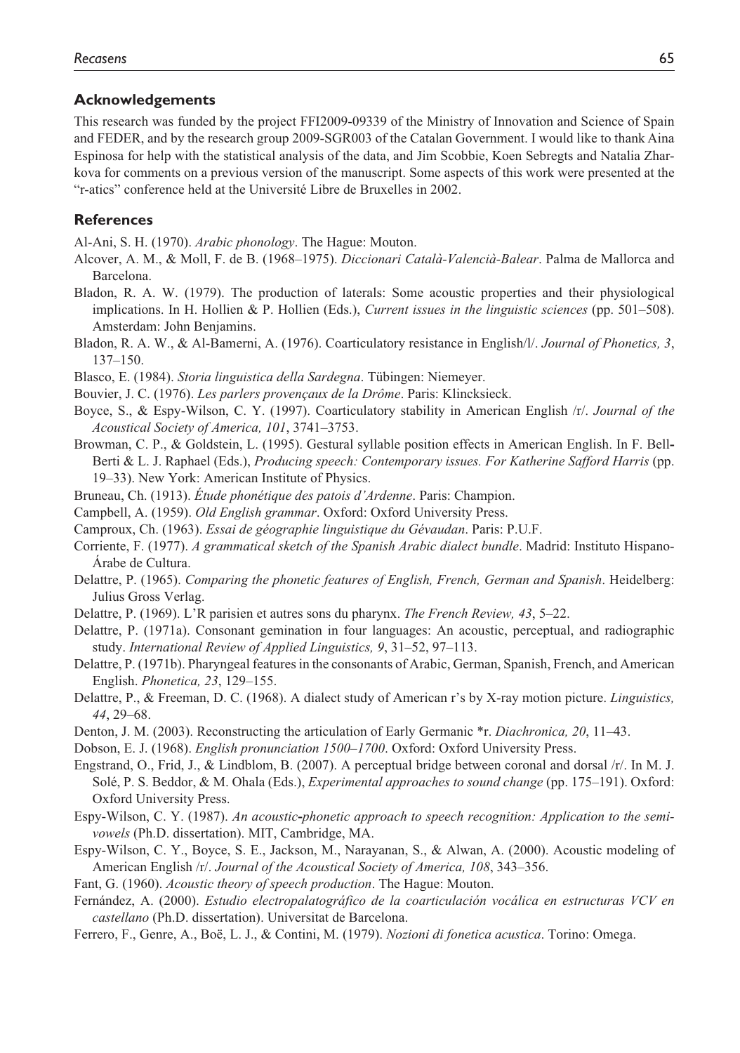## Acknowledgements

This research was funded by the project FFI2009-09339 of the Ministry of Innovation and Science of Spain and FEDER, and by the research group 2009-SGR003 of the Catalan Government. I would like to thank Aina Espinosa for help with the statistical analysis of the data, and Jim Scobbie, Koen Sebregts and Natalia Zharkova for comments on a previous version of the manuscript. Some aspects of this work were presented at the "r-atics" conference held at the Université Libre de Bruxelles in 2002.

## References

Al-Ani, S. H. (1970). *Arabic phonology*. The Hague: Mouton.

Alcover, A. M., & Moll, F. de B. (1968–1975). *Diccionari Català-Valencià-Balear*. Palma de Mallorca and Barcelona.

Bladon, R. A. W. (1979). The production of laterals: Some acoustic properties and their physiological implications. In H. Hollien & P. Hollien (Eds.), *Current issues in the linguistic sciences* (pp. 501–508). Amsterdam: John Benjamins.

Bladon, R. A. W., & Al-Bamerni, A. (1976). Coarticulatory resistance in English/l/. *Journal of Phonetics, 3*, 137–150.

Blasco, E. (1984). *Storia linguistica della Sardegna*. Tübingen: Niemeyer.

Bouvier, J. C. (1976). *Les parlers provençaux de la Drôme*. Paris: Klincksieck.

Boyce, S., & Espy-Wilson, C. Y. (1997). Coarticulatory stability in American English /r/. *Journal of the Acoustical Society of America, 101*, 3741–3753.

Browman, C. P., & Goldstein, L. (1995). Gestural syllable position effects in American English. In F. Bell-Berti & L. J. Raphael (Eds.), *Producing speech: Contemporary issues. For Katherine Safford Harris* (pp. 19–33). New York: American Institute of Physics.

Bruneau, Ch. (1913). *Étude phonétique des patois d'Ardenne*. Paris: Champion.

Campbell, A. (1959). *Old English grammar*. Oxford: Oxford University Press.

Camproux, Ch. (1963). *Essai de géographie linguistique du Gévaudan*. Paris: P.U.F.

Corriente, F. (1977). *A grammatical sketch of the Spanish Arabic dialect bundle*. Madrid: Instituto Hispano-Árabe de Cultura.

Delattre, P. (1965). *Comparing the phonetic features of English, French, German and Spanish*. Heidelberg: Julius Gross Verlag.

Delattre, P. (1969). L'R parisien et autres sons du pharynx. *The French Review, 43*, 5–22.

Delattre, P. (1971a). Consonant gemination in four languages: An acoustic, perceptual, and radiographic study. *International Review of Applied Linguistics, 9*, 31–52, 97–113.

Delattre, P. (1971b). Pharyngeal features in the consonants of Arabic, German, Spanish, French, and American English. *Phonetica, 23*, 129–155.

Delattre, P., & Freeman, D. C. (1968). A dialect study of American r's by X-ray motion picture. *Linguistics, 44*, 29–68.

Denton, J. M. (2003). Reconstructing the articulation of Early Germanic \*r. *Diachronica, 20*, 11–43.

Dobson, E. J. (1968). *English pronunciation 1500–1700*. Oxford: Oxford University Press.

Engstrand, O., Frid, J., & Lindblom, B. (2007). A perceptual bridge between coronal and dorsal /r/. In M. J. Solé, P. S. Beddor, & M. Ohala (Eds.), *Experimental approaches to sound change* (pp. 175–191). Oxford: Oxford University Press.

Espy-Wilson, C. Y. (1987). *An acoustic-phonetic approach to speech recognition: Application to the semivowels* (Ph.D. dissertation). MIT, Cambridge, MA.

Espy-Wilson, C. Y., Boyce, S. E., Jackson, M., Narayanan, S., & Alwan, A. (2000). Acoustic modeling of American English /r/. *Journal of the Acoustical Society of America, 108*, 343–356.

Fant, G. (1960). *Acoustic theory of speech production*. The Hague: Mouton.

Fernández, A. (2000). *Estudio electropalatográfico de la coarticulación vocálica en estructuras VCV en castellano* (Ph.D. dissertation). Universitat de Barcelona.

Ferrero, F., Genre, A., Boë, L. J., & Contini, M. (1979). *Nozioni di fonetica acustica*. Torino: Omega.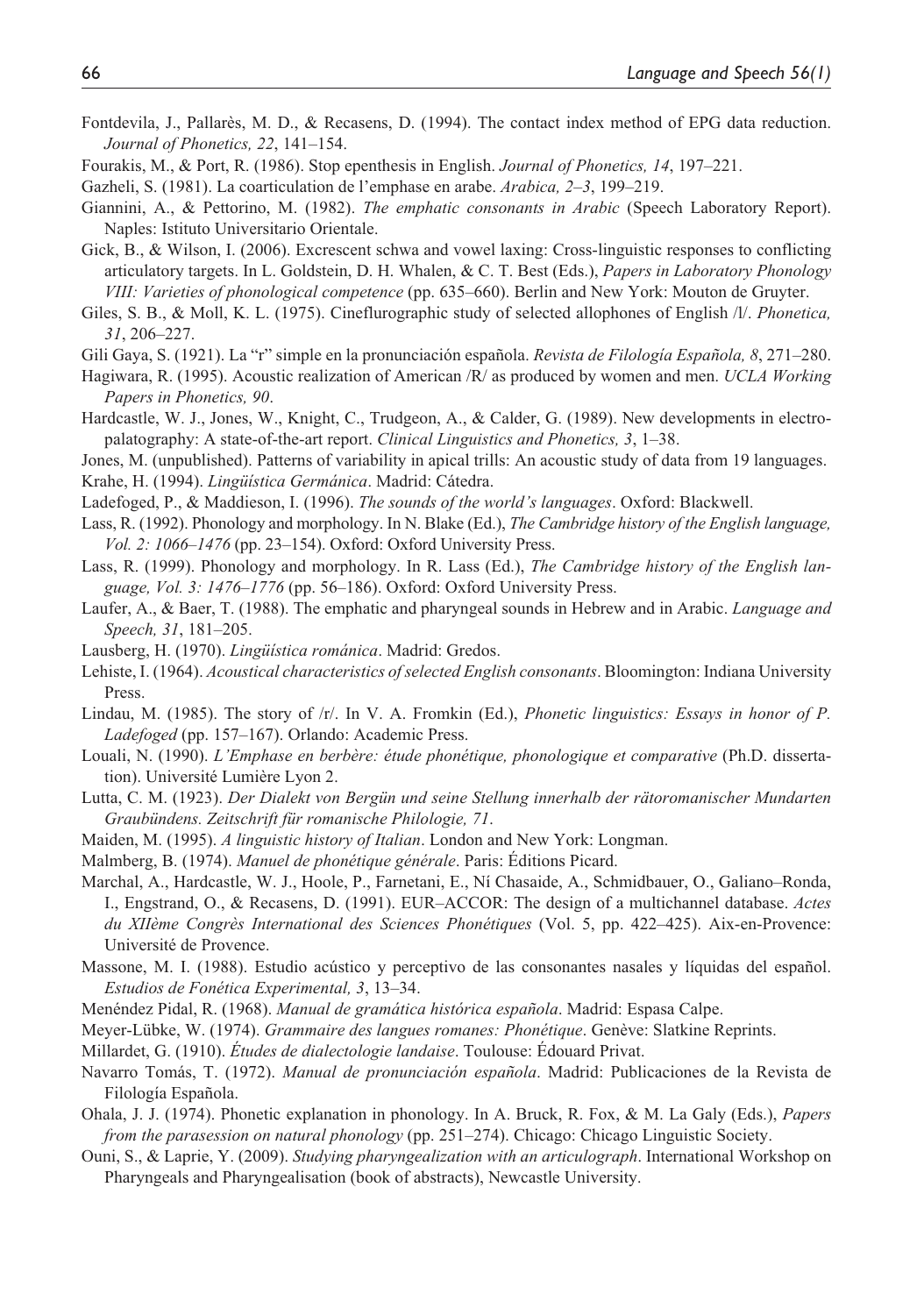Fontdevila, J., Pallarès, M. D., & Recasens, D. (1994). The contact index method of EPG data reduction. *Journal of Phonetics, 22*, 141–154.

Fourakis, M., & Port, R. (1986). Stop epenthesis in English. *Journal of Phonetics, 14*, 197–221.

Gazheli, S. (1981). La coarticulation de l'emphase en arabe. *Arabica, 2–3*, 199–219.

Giannini, A., & Pettorino, M. (1982). *The emphatic consonants in Arabic* (Speech Laboratory Report). Naples: Istituto Universitario Orientale.

Gick, B., & Wilson, I. (2006). Excrescent schwa and vowel laxing: Cross-linguistic responses to conflicting articulatory targets. In L. Goldstein, D. H. Whalen, & C. T. Best (Eds.), *Papers in Laboratory Phonology VIII: Varieties of phonological competence* (pp. 635–660). Berlin and New York: Mouton de Gruyter.

Giles, S. B., & Moll, K. L. (1975). Cineflurographic study of selected allophones of English /l/. *Phonetica, 31*, 206–227.

Gili Gaya, S. (1921). La "r" simple en la pronunciación española. *Revista de Filología Española, 8*, 271–280.

Hagiwara, R. (1995). Acoustic realization of American /R/ as produced by women and men. *UCLA Working Papers in Phonetics, 90*.

Hardcastle, W. J., Jones, W., Knight, C., Trudgeon, A., & Calder, G. (1989). New developments in electropalatography: A state-of-the-art report. *Clinical Linguistics and Phonetics, 3*, 1–38.

Jones, M. (unpublished). Patterns of variability in apical trills: An acoustic study of data from 19 languages.

Krahe, H. (1994). *Lingüística Germánica*. Madrid: Cátedra.

Ladefoged, P., & Maddieson, I. (1996). *The sounds of the world's languages*. Oxford: Blackwell.

Lass, R. (1992). Phonology and morphology. In N. Blake (Ed.), *The Cambridge history of the English language, Vol. 2: 1066–1476* (pp. 23–154). Oxford: Oxford University Press.

Lass, R. (1999). Phonology and morphology. In R. Lass (Ed.), *The Cambridge history of the English language, Vol. 3: 1476–1776* (pp. 56–186). Oxford: Oxford University Press.

Laufer, A., & Baer, T. (1988). The emphatic and pharyngeal sounds in Hebrew and in Arabic. *Language and Speech, 31*, 181–205.

Lausberg, H. (1970). *Lingüística románica*. Madrid: Gredos.

Lehiste, I. (1964). *Acoustical characteristics of selected English consonants*. Bloomington: Indiana University Press.

Lindau, M. (1985). The story of /r/. In V. A. Fromkin (Ed.), *Phonetic linguistics: Essays in honor of P. Ladefoged* (pp. 157–167). Orlando: Academic Press.

Louali, N. (1990). *L'Emphase en berbère: étude phonétique, phonologique et comparative* (Ph.D. dissertation). Université Lumière Lyon 2.

Lutta, C. M. (1923). *Der Dialekt von Bergün und seine Stellung innerhalb der rätoromanischer Mundarten Graubündens. Zeitschrift für romanische Philologie, 71*.

Maiden, M. (1995). *A linguistic history of Italian*. London and New York: Longman.

Malmberg, B. (1974). *Manuel de phonétique générale*. Paris: Éditions Picard.

Marchal, A., Hardcastle, W. J., Hoole, P., Farnetani, E., Ní Chasaide, A., Schmidbauer, O., Galiano–Ronda, I., Engstrand, O., & Recasens, D. (1991). EUR–ACCOR: The design of a multichannel database. *Actes du XIIème Congrès International des Sciences Phonétiques* (Vol. 5, pp. 422–425). Aix-en-Provence: Université de Provence.

Massone, M. I. (1988). Estudio acústico y perceptivo de las consonantes nasales y líquidas del español. *Estudios de Fonética Experimental, 3*, 13–34.

Menéndez Pidal, R. (1968). *Manual de gramática histórica española*. Madrid: Espasa Calpe.

Meyer-Lübke, W. (1974). *Grammaire des langues romanes: Phonétique*. Genève: Slatkine Reprints.

Millardet, G. (1910). *Études de dialectologie landaise*. Toulouse: Édouard Privat.

Navarro Tomás, T. (1972). *Manual de pronunciación española*. Madrid: Publicaciones de la Revista de Filología Española.

Ohala, J. J. (1974). Phonetic explanation in phonology. In A. Bruck, R. Fox, & M. La Galy (Eds.), *Papers from the parasession on natural phonology* (pp. 251–274). Chicago: Chicago Linguistic Society.

Ouni, S., & Laprie, Y. (2009). *Studying pharyngealization with an articulograph*. International Workshop on Pharyngeals and Pharyngealisation (book of abstracts), Newcastle University.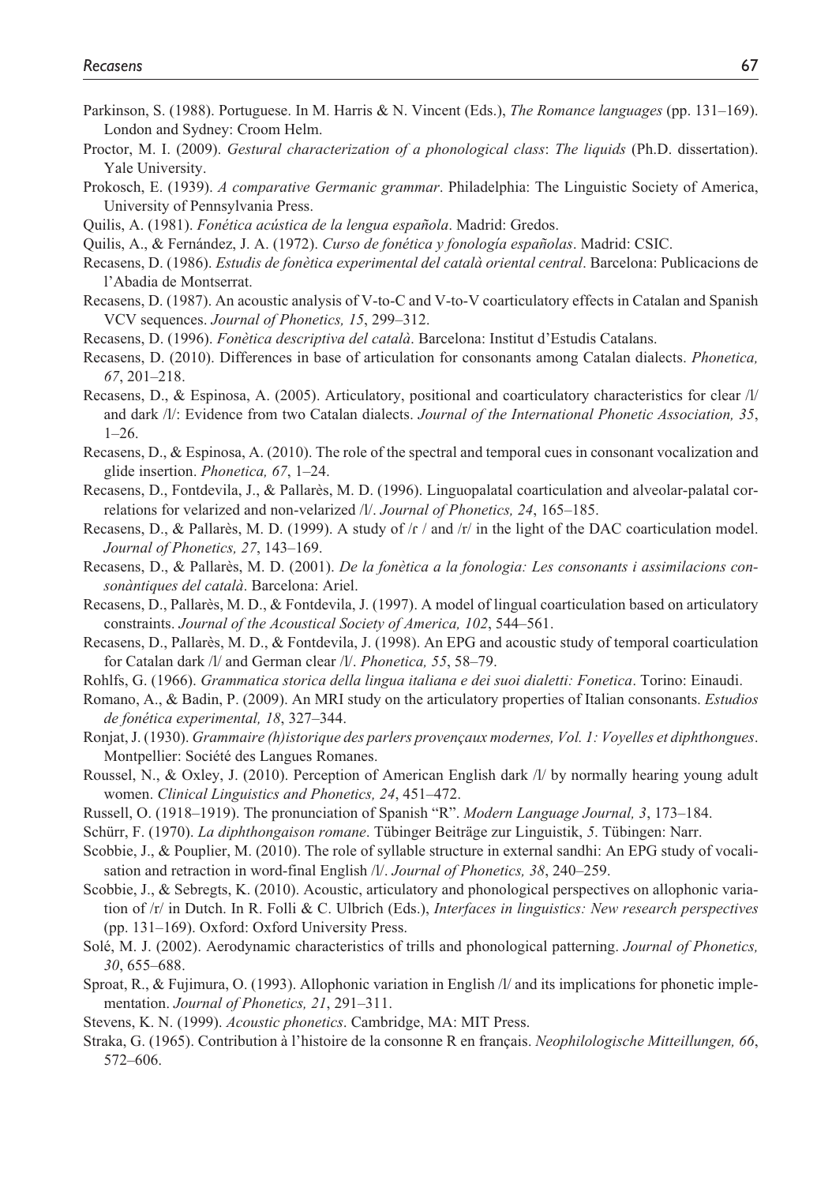Parkinson, S. (1988). Portuguese. In M. Harris & N. Vincent (Eds.), *The Romance languages* (pp. 131–169). London and Sydney: Croom Helm.

Proctor, M. I. (2009). *Gestural characterization of a phonological class*: *The liquids* (Ph.D. dissertation). Yale University.

Prokosch, E. (1939). *A comparative Germanic grammar*. Philadelphia: The Linguistic Society of America, University of Pennsylvania Press.

Quilis, A. (1981). *Fonética acústica de la lengua española*. Madrid: Gredos.

Quilis, A., & Fernández, J. A. (1972). *Curso de fonética y fonología españolas*. Madrid: CSIC.

Recasens, D. (1986). *Estudis de fonètica experimental del català oriental central*. Barcelona: Publicacions de l'Abadia de Montserrat.

Recasens, D. (1987). An acoustic analysis of V-to-C and V-to-V coarticulatory effects in Catalan and Spanish VCV sequences. *Journal of Phonetics, 15*, 299–312.

Recasens, D. (1996). *Fonètica descriptiva del català*. Barcelona: Institut d'Estudis Catalans.

Recasens, D. (2010). Differences in base of articulation for consonants among Catalan dialects. *Phonetica, 67*, 201–218.

Recasens, D., & Espinosa, A. (2005). Articulatory, positional and coarticulatory characteristics for clear /l/ and dark /l/: Evidence from two Catalan dialects. *Journal of the International Phonetic Association, 35*, 1–26.

Recasens, D., & Espinosa, A. (2010). The role of the spectral and temporal cues in consonant vocalization and glide insertion. *Phonetica, 67*, 1–24.

Recasens, D., Fontdevila, J., & Pallarès, M. D. (1996). Linguopalatal coarticulation and alveolar-palatal correlations for velarized and non-velarized /l/. *Journal of Phonetics, 24*, 165–185.

Recasens, D., & Pallarès, M. D. (1999). A study of /ɾ / and /r/ in the light of the DAC coarticulation model. *Journal of Phonetics, 27*, 143–169.

Recasens, D., & Pallarès, M. D. (2001). *De la fonètica a la fonologia: Les consonants i assimilacions consonàntiques del català*. Barcelona: Ariel.

Recasens, D., Pallarès, M. D., & Fontdevila, J. (1997). A model of lingual coarticulation based on articulatory constraints. *Journal of the Acoustical Society of America, 102*, 544–561.

Recasens, D., Pallarès, M. D., & Fontdevila, J. (1998). An EPG and acoustic study of temporal coarticulation for Catalan dark /l/ and German clear /l/. *Phonetica, 55*, 58–79.

Rohlfs, G. (1966). *Grammatica storica della lingua italiana e dei suoi dialetti: Fonetica*. Torino: Einaudi.

Romano, A., & Badin, P. (2009). An MRI study on the articulatory properties of Italian consonants. *Estudios de fonética experimental, 18*, 327–344.

Ronjat, J. (1930). *Grammaire (h)istorique des parlers provençaux modernes, Vol. 1: Voyelles et diphthongues*. Montpellier: Société des Langues Romanes.

Roussel, N., & Oxley, J. (2010). Perception of American English dark /l/ by normally hearing young adult women. *Clinical Linguistics and Phonetics, 24*, 451–472.

Russell, O. (1918–1919). The pronunciation of Spanish "R". *Modern Language Journal, 3*, 173–184.

Schürr, F. (1970). *La diphthongaison romane*. Tübinger Beiträge zur Linguistik, *5*. Tübingen: Narr.

Scobbie, J., & Pouplier, M. (2010). The role of syllable structure in external sandhi: An EPG study of vocalisation and retraction in word-final English /l/. *Journal of Phonetics, 38*, 240–259.

Scobbie, J., & Sebregts, K. (2010). Acoustic, articulatory and phonological perspectives on allophonic variation of /r/ in Dutch. In R. Folli & C. Ulbrich (Eds.), *Interfaces in linguistics: New research perspectives* (pp. 131–169). Oxford: Oxford University Press.

Solé, M. J. (2002). Aerodynamic characteristics of trills and phonological patterning. *Journal of Phonetics, 30*, 655–688.

Sproat, R., & Fujimura, O. (1993). Allophonic variation in English /l/ and its implications for phonetic implementation. *Journal of Phonetics, 21*, 291–311.

Stevens, K. N. (1999). *Acoustic phonetics*. Cambridge, MA: MIT Press.

Straka, G. (1965). Contribution à l'histoire de la consonne R en français. *Neophilologische Mitteillungen, 66*, 572–606.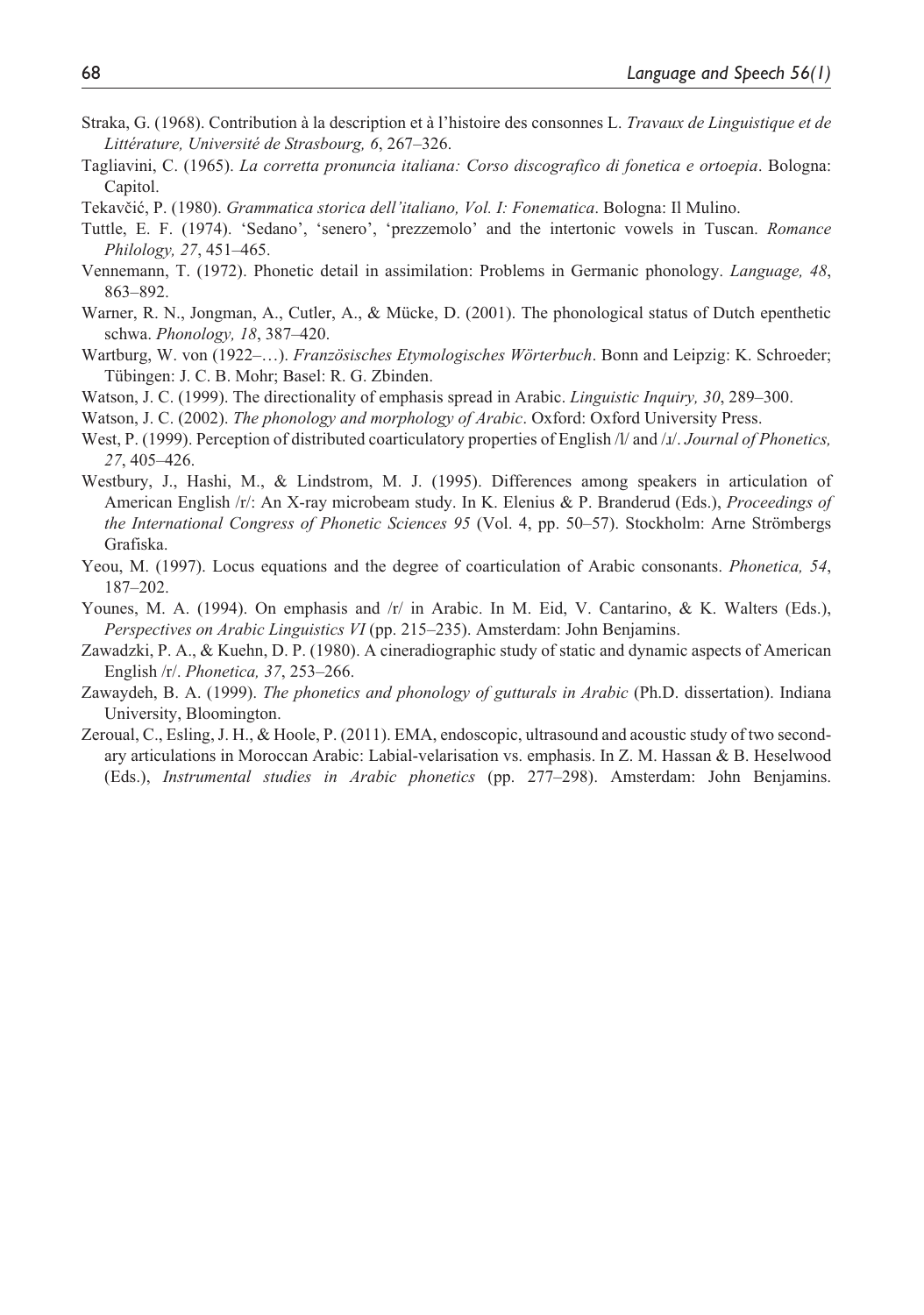Straka, G. (1968). Contribution à la description et à l'histoire des consonnes L. *Travaux de Linguistique et de Littérature, Université de Strasbourg, 6*, 267–326.

Tagliavini, C. (1965). *La corretta pronuncia italiana: Corso discografico di fonetica e ortoepia*. Bologna: Capitol.

Tekavčić, P. (1980). *Grammatica storica dell'italiano, Vol. I: Fonematica*. Bologna: Il Mulino.

Tuttle, E. F. (1974). 'Sedano', 'senero', 'prezzemolo' and the intertonic vowels in Tuscan. *Romance Philology, 27*, 451–465.

Vennemann, T. (1972). Phonetic detail in assimilation: Problems in Germanic phonology. *Language, 48*, 863–892.

Warner, R. N., Jongman, A., Cutler, A., & Mücke, D. (2001). The phonological status of Dutch epenthetic schwa. *Phonology, 18*, 387–420.

Wartburg, W. von (1922–…). *Französisches Etymologisches Wörterbuch*. Bonn and Leipzig: K. Schroeder; Tübingen: J. C. B. Mohr; Basel: R. G. Zbinden.

Watson, J. C. (1999). The directionality of emphasis spread in Arabic. *Linguistic Inquiry, 30*, 289–300.

Watson, J. C. (2002). *The phonology and morphology of Arabic*. Oxford: Oxford University Press.

West, P. (1999). Perception of distributed coarticulatory properties of English /l/ and /ɹ/. *Journal of Phonetics, 27*, 405–426.

Westbury, J., Hashi, M., & Lindstrom, M. J. (1995). Differences among speakers in articulation of American English /r/: An X-ray microbeam study. In K. Elenius & P. Branderud (Eds.), *Proceedings of the International Congress of Phonetic Sciences 95* (Vol. 4, pp. 50–57). Stockholm: Arne Strömbergs Grafiska.

Yeou, M. (1997). Locus equations and the degree of coarticulation of Arabic consonants. *Phonetica, 54*, 187–202.

Younes, M. A. (1994). On emphasis and /r/ in Arabic. In M. Eid, V. Cantarino, & K. Walters (Eds.), *Perspectives on Arabic Linguistics VI* (pp. 215–235). Amsterdam: John Benjamins.

Zawadzki, P. A., & Kuehn, D. P. (1980). A cineradiographic study of static and dynamic aspects of American English /r/. *Phonetica, 37*, 253–266.

Zawaydeh, B. A. (1999). *The phonetics and phonology of gutturals in Arabic* (Ph.D. dissertation). Indiana University, Bloomington.

Zeroual, C., Esling, J. H., & Hoole, P. (2011). EMA, endoscopic, ultrasound and acoustic study of two secondary articulations in Moroccan Arabic: Labial-velarisation vs. emphasis. In Z. M. Hassan & B. Heselwood (Eds.), *Instrumental studies in Arabic phonetics* (pp. 277–298). Amsterdam: John Benjamins.